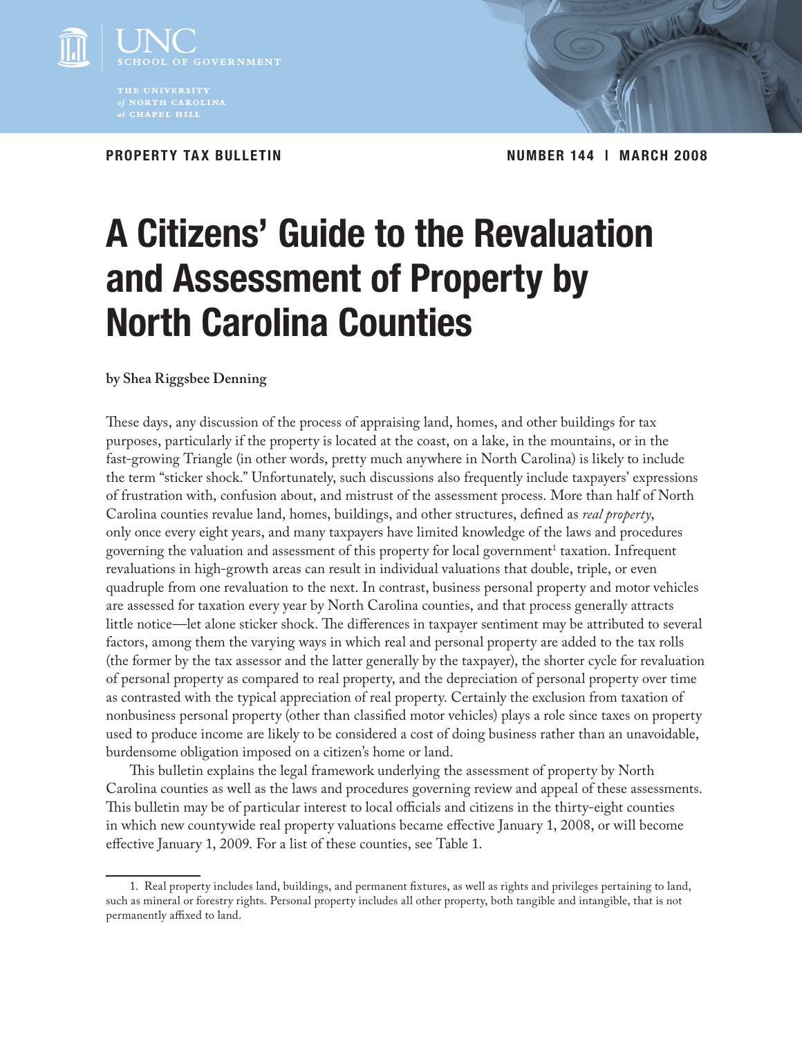PROPERTY TAX BULLETIN

NUMBER 144 | MARCH 2008

# A Citizens' Guide to the Revaluation and Assessment of Property by North Carolina Counties

**by Shea Riggsbee Denning**

These days, any discussion of the process of appraising land, homes, and other buildings for tax purposes, particularly if the property is located at the coast, on a lake, in the mountains, or in the fast-growing Triangle (in other words, pretty much anywhere in North Carolina) is likely to include the term "sticker shock." Unfortunately, such discussions also frequently include taxpayers' expressions of frustration with, confusion about, and mistrust of the assessment process. More than half of North Carolina counties revalue land, homes, buildings, and other structures, defined as *real property*, only once every eight years, and many taxpayers have limited knowledge of the laws and procedures governing the valuation and assessment of this property for local government[1] taxation. Infrequent revaluations in high-growth areas can result in individual valuations that double, triple, or even quadruple from one revaluation to the next. In contrast, business personal property and motor vehicles are assessed for taxation every year by North Carolina counties, and that process generally attracts little notice—let alone sticker shock. The differences in taxpayer sentiment may be attributed to several factors, among them the varying ways in which real and personal property are added to the tax rolls (the former by the tax assessor and the latter generally by the taxpayer), the shorter cycle for revaluation of personal property as compared to real property, and the depreciation of personal property over time as contrasted with the typical appreciation of real property. Certainly the exclusion from taxation of nonbusiness personal property (other than classified motor vehicles) plays a role since taxes on property used to produce income are likely to be considered a cost of doing business rather than an unavoidable, burdensome obligation imposed on a citizen's home or land.

This bulletin explains the legal framework underlying the assessment of property by North Carolina counties as well as the laws and procedures governing review and appeal of these assessments. This bulletin may be of particular interest to local officials and citizens in the thirty-eight counties in which new countywide real property valuations became effective January 1, 2008, or will become effective January 1, 2009. For a list of these counties, see Table 1.

1. Real property includes land, buildings, and permanent fixtures, as well as rights and privileges pertaining to land, such as mineral or forestry rights. Personal property includes all other property, both tangible and intangible, that is not permanently affixed to land.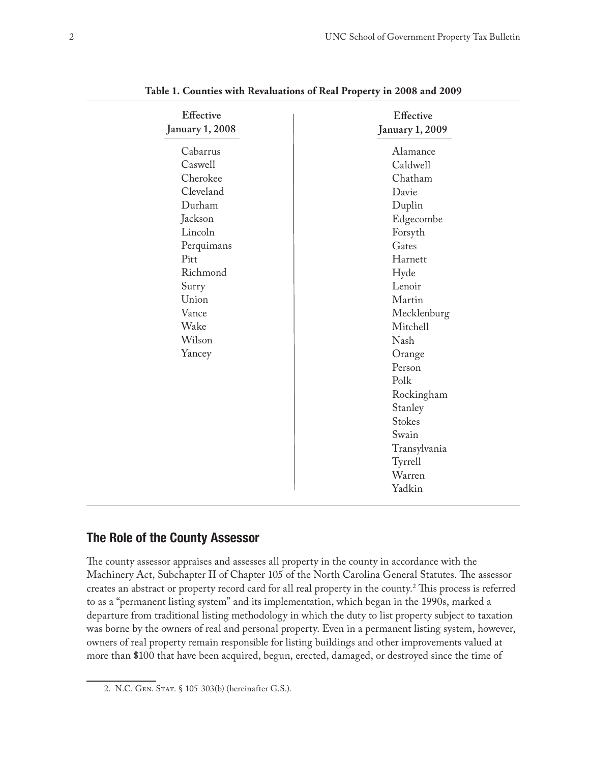**Table 1. Counties with Revaluations of Real Property in 2008 and 2009**

| Effective January 1, 2008 | Effective January 1, 2009 |
|---|---|
| Cabarrus | Alamance |
| Caswell | Caldwell |
| Cherokee | Chatham |
| Cleveland | Davie |
| Durham | Duplin |
| Jackson | Edgecombe |
| Lincoln | Forsyth |
| Perquimans | Gates |
| Pitt | Harnett |
| Richmond | Hyde |
| Surry | Lenoir |
| Union | Martin |
| Vance | Mecklenburg |
| Wake | Mitchell |
| Wilson | Nash |
| Yancey | Orange |
| | Person |
| | Polk |
| | Rockingham |
| | Stanley |
| | Stokes |
| | Swain |
| | Transylvania |
| | Tyrrell |
| | Warren |
| | Yadkin |

## The Role of the County Assessor

The county assessor appraises and assesses all property in the county in accordance with the Machinery Act, Subchapter II of Chapter 105 of the North Carolina General Statutes. The assessor creates an abstract or property record card for all real property in the county.[2] This process is referred to as a "permanent listing system" and its implementation, which began in the 1990s, marked a departure from traditional listing methodology in which the duty to list property subject to taxation was borne by the owners of real and personal property. Even in a permanent listing system, however, owners of real property remain responsible for listing buildings and other improvements valued at more than $100 that have been acquired, begun, erected, damaged, or destroyed since the time of

2. N.C. Gen. Stat. § 105-303(b) (hereinafter G.S.).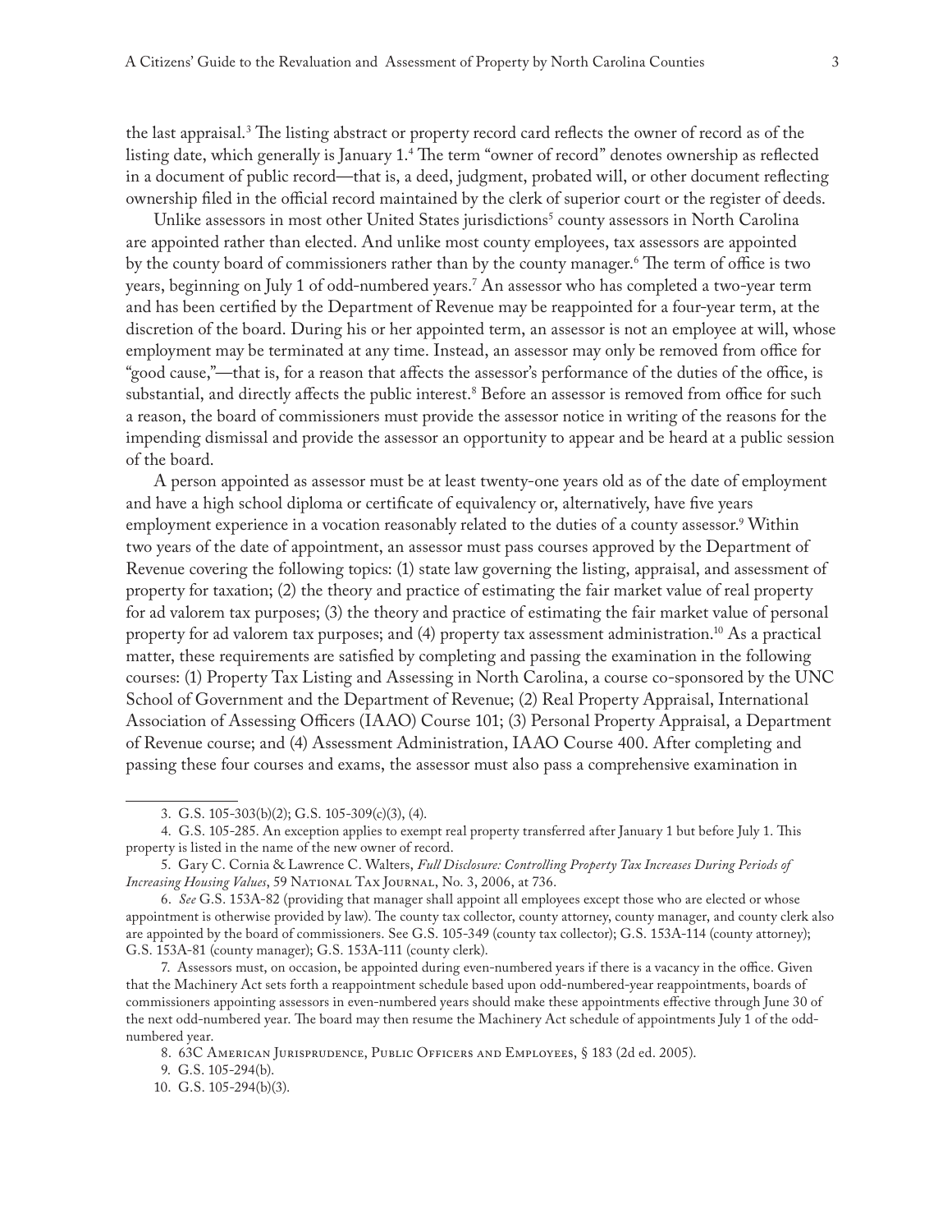the last appraisal.[3] The listing abstract or property record card reflects the owner of record as of the listing date, which generally is January 1.[4] The term "owner of record" denotes ownership as reflected in a document of public record—that is, a deed, judgment, probated will, or other document reflecting ownership filed in the official record maintained by the clerk of superior court or the register of deeds.

Unlike assessors in most other United States jurisdictions[5] county assessors in North Carolina are appointed rather than elected. And unlike most county employees, tax assessors are appointed by the county board of commissioners rather than by the county manager.[6] The term of office is two years, beginning on July 1 of odd-numbered years.[7] An assessor who has completed a two-year term and has been certified by the Department of Revenue may be reappointed for a four-year term, at the discretion of the board. During his or her appointed term, an assessor is not an employee at will, whose employment may be terminated at any time. Instead, an assessor may only be removed from office for "good cause,"—that is, for a reason that affects the assessor's performance of the duties of the office, is substantial, and directly affects the public interest.[8] Before an assessor is removed from office for such a reason, the board of commissioners must provide the assessor notice in writing of the reasons for the impending dismissal and provide the assessor an opportunity to appear and be heard at a public session of the board.

A person appointed as assessor must be at least twenty-one years old as of the date of employment and have a high school diploma or certificate of equivalency or, alternatively, have five years employment experience in a vocation reasonably related to the duties of a county assessor.[9] Within two years of the date of appointment, an assessor must pass courses approved by the Department of Revenue covering the following topics: (1) state law governing the listing, appraisal, and assessment of property for taxation; (2) the theory and practice of estimating the fair market value of real property for ad valorem tax purposes; (3) the theory and practice of estimating the fair market value of personal property for ad valorem tax purposes; and (4) property tax assessment administration.[10] As a practical matter, these requirements are satisfied by completing and passing the examination in the following courses: (1) Property Tax Listing and Assessing in North Carolina, a course co-sponsored by the UNC School of Government and the Department of Revenue; (2) Real Property Appraisal, International Association of Assessing Officers (IAAO) Course 101; (3) Personal Property Appraisal, a Department of Revenue course; and (4) Assessment Administration, IAAO Course 400. After completing and passing these four courses and exams, the assessor must also pass a comprehensive examination in

---

3. G.S. 105-303(b)(2); G.S. 105-309(c)(3), (4).

4. G.S. 105-285. An exception applies to exempt real property transferred after January 1 but before July 1. This property is listed in the name of the new owner of record.

5. Gary C. Cornia & Lawrence C. Walters, *Full Disclosure: Controlling Property Tax Increases During Periods of Increasing Housing Values*, 59 National Tax Journal, No. 3, 2006, at 736.

6. *See* G.S. 153A-82 (providing that manager shall appoint all employees except those who are elected or whose appointment is otherwise provided by law). The county tax collector, county attorney, county manager, and county clerk also are appointed by the board of commissioners. See G.S. 105-349 (county tax collector); G.S. 153A-114 (county attorney); G.S. 153A-81 (county manager); G.S. 153A-111 (county clerk).

7. Assessors must, on occasion, be appointed during even-numbered years if there is a vacancy in the office. Given that the Machinery Act sets forth a reappointment schedule based upon odd-numbered-year reappointments, boards of commissioners appointing assessors in even-numbered years should make these appointments effective through June 30 of the next odd-numbered year. The board may then resume the Machinery Act schedule of appointments July 1 of the odd-numbered year.

8. 63C American Jurisprudence, Public Officers and Employees, § 183 (2d ed. 2005).

9. G.S. 105-294(b).

10. G.S. 105-294(b)(3).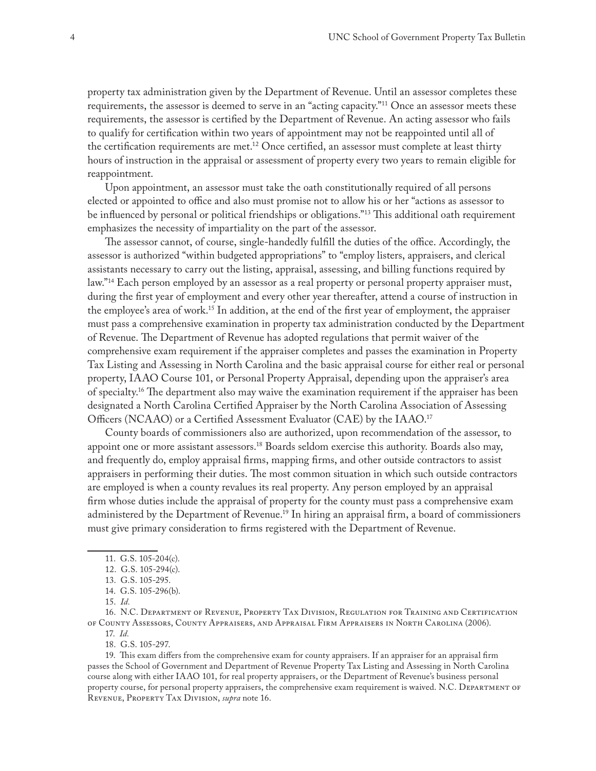property tax administration given by the Department of Revenue. Until an assessor completes these requirements, the assessor is deemed to serve in an "acting capacity."[11] Once an assessor meets these requirements, the assessor is certified by the Department of Revenue. An acting assessor who fails to qualify for certification within two years of appointment may not be reappointed until all of the certification requirements are met.[12] Once certified, an assessor must complete at least thirty hours of instruction in the appraisal or assessment of property every two years to remain eligible for reappointment.

Upon appointment, an assessor must take the oath constitutionally required of all persons elected or appointed to office and also must promise not to allow his or her "actions as assessor to be influenced by personal or political friendships or obligations."[13] This additional oath requirement emphasizes the necessity of impartiality on the part of the assessor.

The assessor cannot, of course, single-handedly fulfill the duties of the office. Accordingly, the assessor is authorized "within budgeted appropriations" to "employ listers, appraisers, and clerical assistants necessary to carry out the listing, appraisal, assessing, and billing functions required by law."[14] Each person employed by an assessor as a real property or personal property appraiser must, during the first year of employment and every other year thereafter, attend a course of instruction in the employee's area of work.[15] In addition, at the end of the first year of employment, the appraiser must pass a comprehensive examination in property tax administration conducted by the Department of Revenue. The Department of Revenue has adopted regulations that permit waiver of the comprehensive exam requirement if the appraiser completes and passes the examination in Property Tax Listing and Assessing in North Carolina and the basic appraisal course for either real or personal property, IAAO Course 101, or Personal Property Appraisal, depending upon the appraiser's area of specialty.[16] The department also may waive the examination requirement if the appraiser has been designated a North Carolina Certified Appraiser by the North Carolina Association of Assessing Officers (NCAAO) or a Certified Assessment Evaluator (CAE) by the IAAO.[17]

County boards of commissioners also are authorized, upon recommendation of the assessor, to appoint one or more assistant assessors.[18] Boards seldom exercise this authority. Boards also may, and frequently do, employ appraisal firms, mapping firms, and other outside contractors to assist appraisers in performing their duties. The most common situation in which such outside contractors are employed is when a county revalues its real property. Any person employed by an appraisal firm whose duties include the appraisal of property for the county must pass a comprehensive exam administered by the Department of Revenue.[19] In hiring an appraisal firm, a board of commissioners must give primary consideration to firms registered with the Department of Revenue.

---

11. G.S. 105-204(c).
12. G.S. 105-294(c).
13. G.S. 105-295.
14. G.S. 105-296(b).
15. *Id.*
16. N.C. Department of Revenue, Property Tax Division, Regulation for Training and Certification of County Assessors, County Appraisers, and Appraisal Firm Appraisers in North Carolina (2006).
17. *Id.*
18. G.S. 105-297.
19. This exam differs from the comprehensive exam for county appraisers. If an appraiser for an appraisal firm passes the School of Government and Department of Revenue Property Tax Listing and Assessing in North Carolina course along with either IAAO 101, for real property appraisers, or the Department of Revenue's business personal property course, for personal property appraisers, the comprehensive exam requirement is waived. N.C. Department of Revenue, Property Tax Division, *supra* note 16.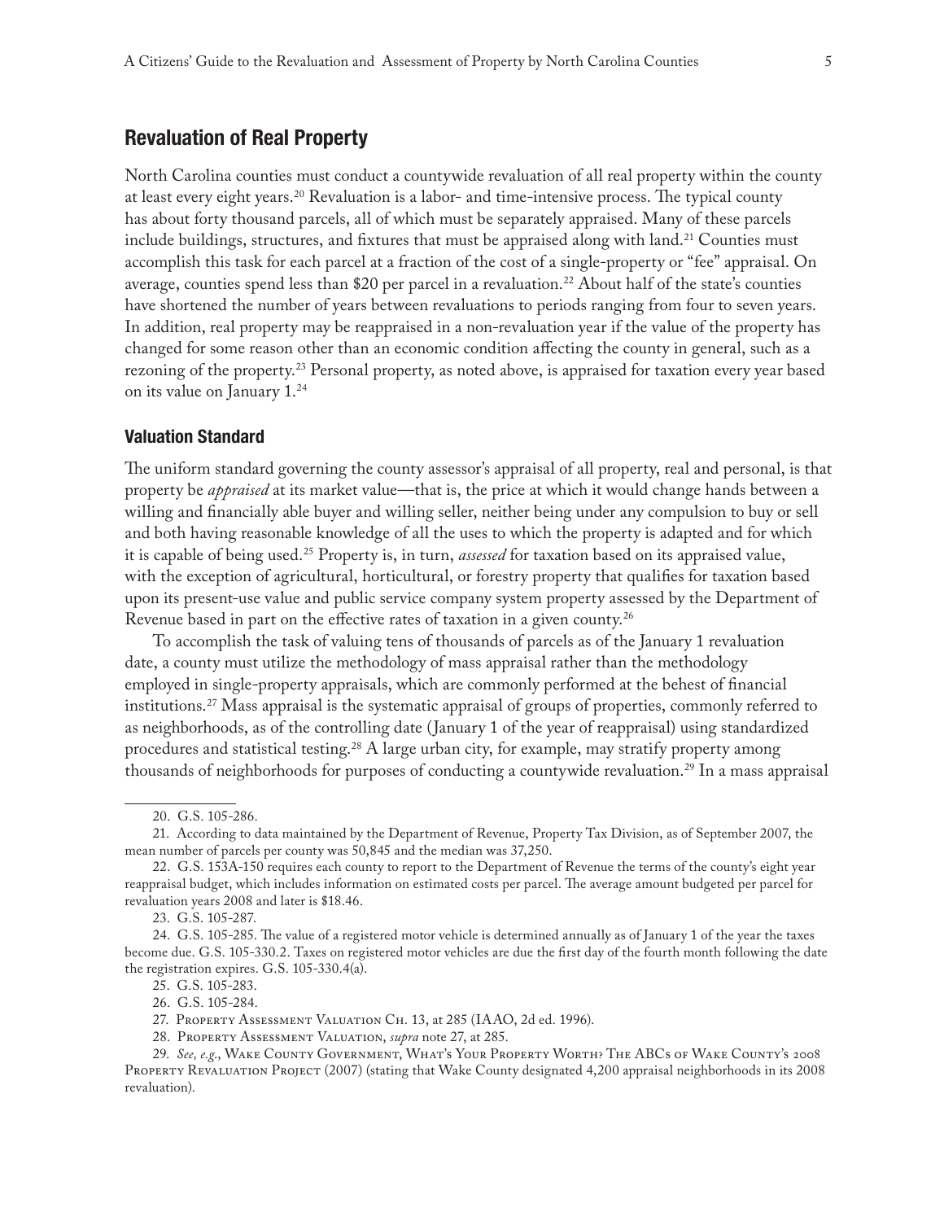## Revaluation of Real Property

North Carolina counties must conduct a countywide revaluation of all real property within the county at least every eight years.[20] Revaluation is a labor- and time-intensive process. The typical county has about forty thousand parcels, all of which must be separately appraised. Many of these parcels include buildings, structures, and fixtures that must be appraised along with land.[21] Counties must accomplish this task for each parcel at a fraction of the cost of a single-property or "fee" appraisal. On average, counties spend less than $20 per parcel in a revaluation.[22] About half of the state's counties have shortened the number of years between revaluations to periods ranging from four to seven years. In addition, real property may be reappraised in a non-revaluation year if the value of the property has changed for some reason other than an economic condition affecting the county in general, such as a rezoning of the property.[23] Personal property, as noted above, is appraised for taxation every year based on its value on January 1.[24]

### Valuation Standard

The uniform standard governing the county assessor's appraisal of all property, real and personal, is that property be *appraised* at its market value—that is, the price at which it would change hands between a willing and financially able buyer and willing seller, neither being under any compulsion to buy or sell and both having reasonable knowledge of all the uses to which the property is adapted and for which it is capable of being used.[25] Property is, in turn, *assessed* for taxation based on its appraised value, with the exception of agricultural, horticultural, or forestry property that qualifies for taxation based upon its present-use value and public service company system property assessed by the Department of Revenue based in part on the effective rates of taxation in a given county.[26]

To accomplish the task of valuing tens of thousands of parcels as of the January 1 revaluation date, a county must utilize the methodology of mass appraisal rather than the methodology employed in single-property appraisals, which are commonly performed at the behest of financial institutions.[27] Mass appraisal is the systematic appraisal of groups of properties, commonly referred to as neighborhoods, as of the controlling date (January 1 of the year of reappraisal) using standardized procedures and statistical testing.[28] A large urban city, for example, may stratify property among thousands of neighborhoods for purposes of conducting a countywide revaluation.[29] In a mass appraisal

---

20. G.S. 105-286.

21. According to data maintained by the Department of Revenue, Property Tax Division, as of September 2007, the mean number of parcels per county was 50,845 and the median was 37,250.

22. G.S. 153A-150 requires each county to report to the Department of Revenue the terms of the county's eight year reappraisal budget, which includes information on estimated costs per parcel. The average amount budgeted per parcel for revaluation years 2008 and later is $18.46.

23. G.S. 105-287.

24. G.S. 105-285. The value of a registered motor vehicle is determined annually as of January 1 of the year the taxes become due. G.S. 105-330.2. Taxes on registered motor vehicles are due the first day of the fourth month following the date the registration expires. G.S. 105-330.4(a).

25. G.S. 105-283.

26. G.S. 105-284.

27. Property Assessment Valuation Ch. 13, at 285 (IAAO, 2d ed. 1996).

28. Property Assessment Valuation, *supra* note 27, at 285.

29. *See, e.g.*, Wake County Government, What's Your Property Worth? The ABCs of Wake County's 2008 Property Revaluation Project (2007) (stating that Wake County designated 4,200 appraisal neighborhoods in its 2008 revaluation).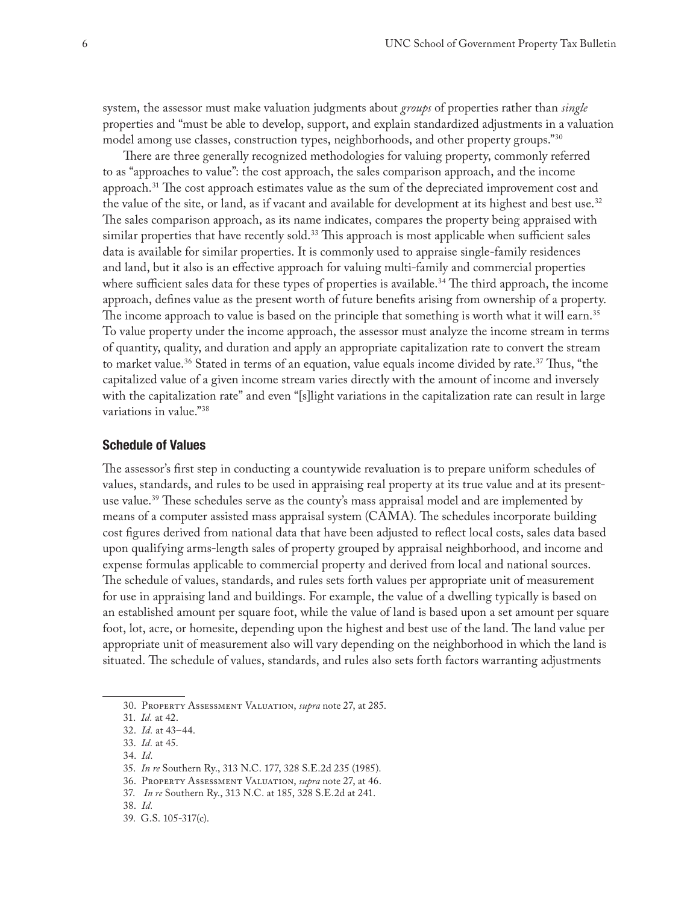system, the assessor must make valuation judgments about *groups* of properties rather than *single* properties and "must be able to develop, support, and explain standardized adjustments in a valuation model among use classes, construction types, neighborhoods, and other property groups."[30]

There are three generally recognized methodologies for valuing property, commonly referred to as "approaches to value": the cost approach, the sales comparison approach, and the income approach.[31] The cost approach estimates value as the sum of the depreciated improvement cost and the value of the site, or land, as if vacant and available for development at its highest and best use.[32] The sales comparison approach, as its name indicates, compares the property being appraised with similar properties that have recently sold.[33] This approach is most applicable when sufficient sales data is available for similar properties. It is commonly used to appraise single-family residences and land, but it also is an effective approach for valuing multi-family and commercial properties where sufficient sales data for these types of properties is available.[34] The third approach, the income approach, defines value as the present worth of future benefits arising from ownership of a property. The income approach to value is based on the principle that something is worth what it will earn.[35] To value property under the income approach, the assessor must analyze the income stream in terms of quantity, quality, and duration and apply an appropriate capitalization rate to convert the stream to market value.[36] Stated in terms of an equation, value equals income divided by rate.[37] Thus, "the capitalized value of a given income stream varies directly with the amount of income and inversely with the capitalization rate" and even "[s]light variations in the capitalization rate can result in large variations in value."[38]

## Schedule of Values

The assessor's first step in conducting a countywide revaluation is to prepare uniform schedules of values, standards, and rules to be used in appraising real property at its true value and at its present-use value.[39] These schedules serve as the county's mass appraisal model and are implemented by means of a computer assisted mass appraisal system (CAMA). The schedules incorporate building cost figures derived from national data that have been adjusted to reflect local costs, sales data based upon qualifying arms-length sales of property grouped by appraisal neighborhood, and income and expense formulas applicable to commercial property and derived from local and national sources. The schedule of values, standards, and rules sets forth values per appropriate unit of measurement for use in appraising land and buildings. For example, the value of a dwelling typically is based on an established amount per square foot, while the value of land is based upon a set amount per square foot, lot, acre, or homesite, depending upon the highest and best use of the land. The land value per appropriate unit of measurement also will vary depending on the neighborhood in which the land is situated. The schedule of values, standards, and rules also sets forth factors warranting adjustments

---

30. Property Assessment Valuation, *supra* note 27, at 285.

31. *Id.* at 42.

32. *Id.* at 43–44.

33. *Id.* at 45.

34. *Id.*

35. *In re* Southern Ry., 313 N.C. 177, 328 S.E.2d 235 (1985).

36. Property Assessment Valuation, *supra* note 27, at 46.

37. *In re* Southern Ry., 313 N.C. at 185, 328 S.E.2d at 241.

38. *Id.*

39. G.S. 105-317(c).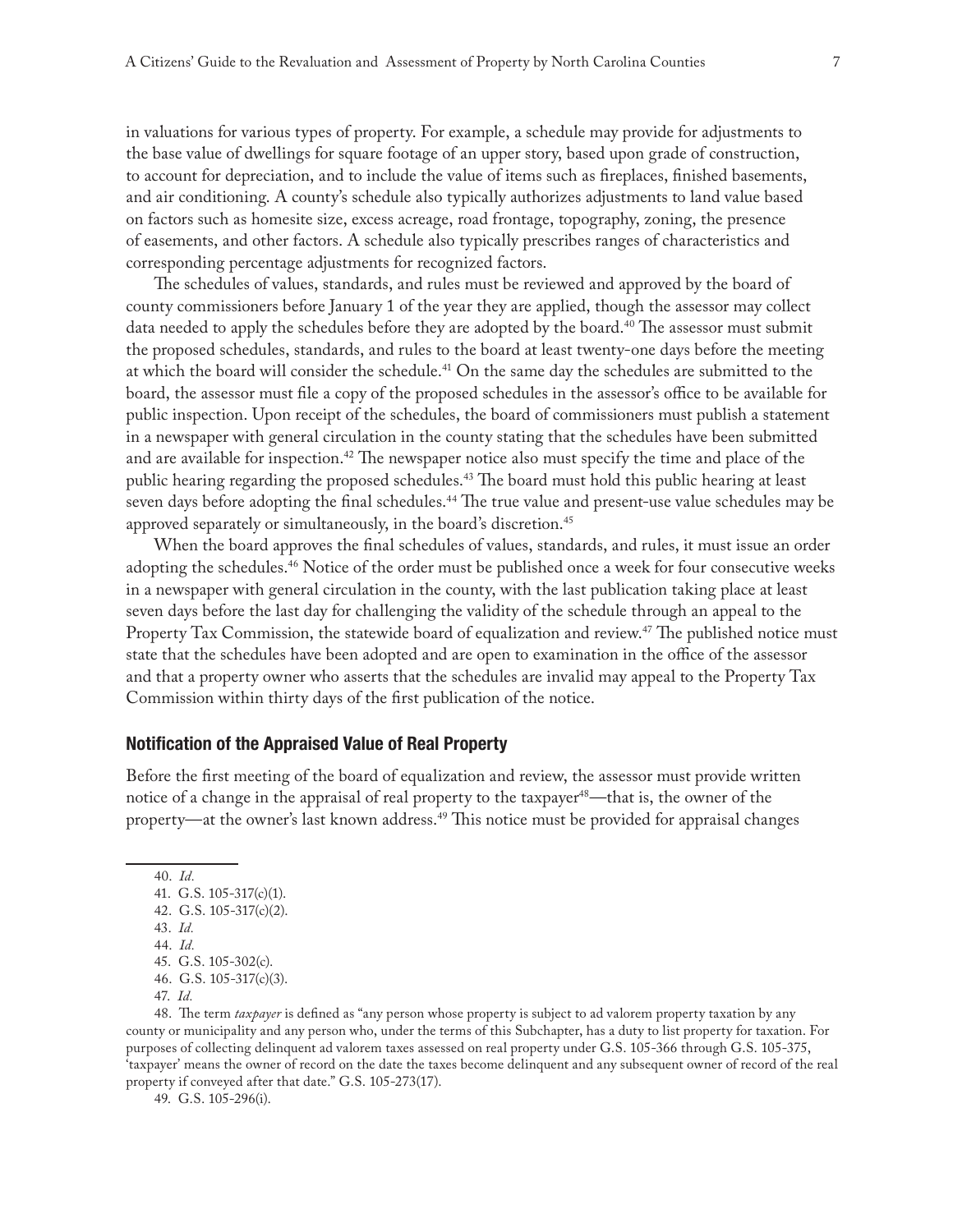in valuations for various types of property. For example, a schedule may provide for adjustments to the base value of dwellings for square footage of an upper story, based upon grade of construction, to account for depreciation, and to include the value of items such as fireplaces, finished basements, and air conditioning. A county's schedule also typically authorizes adjustments to land value based on factors such as homesite size, excess acreage, road frontage, topography, zoning, the presence of easements, and other factors. A schedule also typically prescribes ranges of characteristics and corresponding percentage adjustments for recognized factors.

The schedules of values, standards, and rules must be reviewed and approved by the board of county commissioners before January 1 of the year they are applied, though the assessor may collect data needed to apply the schedules before they are adopted by the board.[40] The assessor must submit the proposed schedules, standards, and rules to the board at least twenty-one days before the meeting at which the board will consider the schedule.[41] On the same day the schedules are submitted to the board, the assessor must file a copy of the proposed schedules in the assessor's office to be available for public inspection. Upon receipt of the schedules, the board of commissioners must publish a statement in a newspaper with general circulation in the county stating that the schedules have been submitted and are available for inspection.[42] The newspaper notice also must specify the time and place of the public hearing regarding the proposed schedules.[43] The board must hold this public hearing at least seven days before adopting the final schedules.[44] The true value and present-use value schedules may be approved separately or simultaneously, in the board's discretion.[45]

When the board approves the final schedules of values, standards, and rules, it must issue an order adopting the schedules.[46] Notice of the order must be published once a week for four consecutive weeks in a newspaper with general circulation in the county, with the last publication taking place at least seven days before the last day for challenging the validity of the schedule through an appeal to the Property Tax Commission, the statewide board of equalization and review.[47] The published notice must state that the schedules have been adopted and are open to examination in the office of the assessor and that a property owner who asserts that the schedules are invalid may appeal to the Property Tax Commission within thirty days of the first publication of the notice.

### Notification of the Appraised Value of Real Property

Before the first meeting of the board of equalization and review, the assessor must provide written notice of a change in the appraisal of real property to the taxpayer[48]—that is, the owner of the property—at the owner's last known address.[49] This notice must be provided for appraisal changes

40. *Id.*
41. G.S. 105-317(c)(1).
42. G.S. 105-317(c)(2).
43. *Id.*
44. *Id.*
45. G.S. 105-302(c).
46. G.S. 105-317(c)(3).
47. *Id.*
48. The term *taxpayer* is defined as "any person whose property is subject to ad valorem property taxation by any county or municipality and any person who, under the terms of this Subchapter, has a duty to list property for taxation. For purposes of collecting delinquent ad valorem taxes assessed on real property under G.S. 105-366 through G.S. 105-375, 'taxpayer' means the owner of record on the date the taxes become delinquent and any subsequent owner of record of the real property if conveyed after that date." G.S. 105-273(17).
49. G.S. 105-296(i).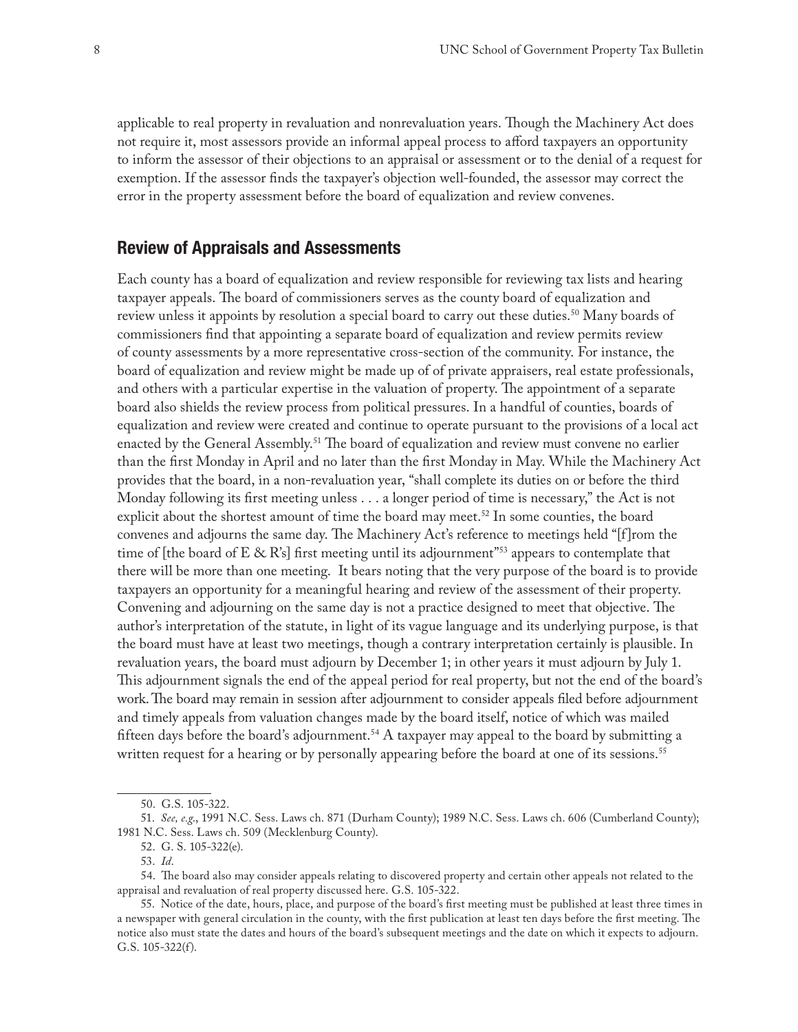applicable to real property in revaluation and nonrevaluation years. Though the Machinery Act does not require it, most assessors provide an informal appeal process to afford taxpayers an opportunity to inform the assessor of their objections to an appraisal or assessment or to the denial of a request for exemption. If the assessor finds the taxpayer's objection well-founded, the assessor may correct the error in the property assessment before the board of equalization and review convenes.

## Review of Appraisals and Assessments

Each county has a board of equalization and review responsible for reviewing tax lists and hearing taxpayer appeals. The board of commissioners serves as the county board of equalization and review unless it appoints by resolution a special board to carry out these duties.[50] Many boards of commissioners find that appointing a separate board of equalization and review permits review of county assessments by a more representative cross-section of the community. For instance, the board of equalization and review might be made up of of private appraisers, real estate professionals, and others with a particular expertise in the valuation of property. The appointment of a separate board also shields the review process from political pressures. In a handful of counties, boards of equalization and review were created and continue to operate pursuant to the provisions of a local act enacted by the General Assembly.[51] The board of equalization and review must convene no earlier than the first Monday in April and no later than the first Monday in May. While the Machinery Act provides that the board, in a non-revaluation year, "shall complete its duties on or before the third Monday following its first meeting unless . . . a longer period of time is necessary," the Act is not explicit about the shortest amount of time the board may meet.[52] In some counties, the board convenes and adjourns the same day. The Machinery Act's reference to meetings held "[f]rom the time of [the board of E & R's] first meeting until its adjournment"[53] appears to contemplate that there will be more than one meeting. It bears noting that the very purpose of the board is to provide taxpayers an opportunity for a meaningful hearing and review of the assessment of their property. Convening and adjourning on the same day is not a practice designed to meet that objective. The author's interpretation of the statute, in light of its vague language and its underlying purpose, is that the board must have at least two meetings, though a contrary interpretation certainly is plausible. In revaluation years, the board must adjourn by December 1; in other years it must adjourn by July 1. This adjournment signals the end of the appeal period for real property, but not the end of the board's work. The board may remain in session after adjournment to consider appeals filed before adjournment and timely appeals from valuation changes made by the board itself, notice of which was mailed fifteen days before the board's adjournment.[54] A taxpayer may appeal to the board by submitting a written request for a hearing or by personally appearing before the board at one of its sessions.[55]

---

50. G.S. 105-322.

51. *See, e.g.*, 1991 N.C. Sess. Laws ch. 871 (Durham County); 1989 N.C. Sess. Laws ch. 606 (Cumberland County); 1981 N.C. Sess. Laws ch. 509 (Mecklenburg County).

52. G. S. 105-322(e).

53. *Id*.

54. The board also may consider appeals relating to discovered property and certain other appeals not related to the appraisal and revaluation of real property discussed here. G.S. 105-322.

55. Notice of the date, hours, place, and purpose of the board's first meeting must be published at least three times in a newspaper with general circulation in the county, with the first publication at least ten days before the first meeting. The notice also must state the dates and hours of the board's subsequent meetings and the date on which it expects to adjourn. G.S. 105-322(f).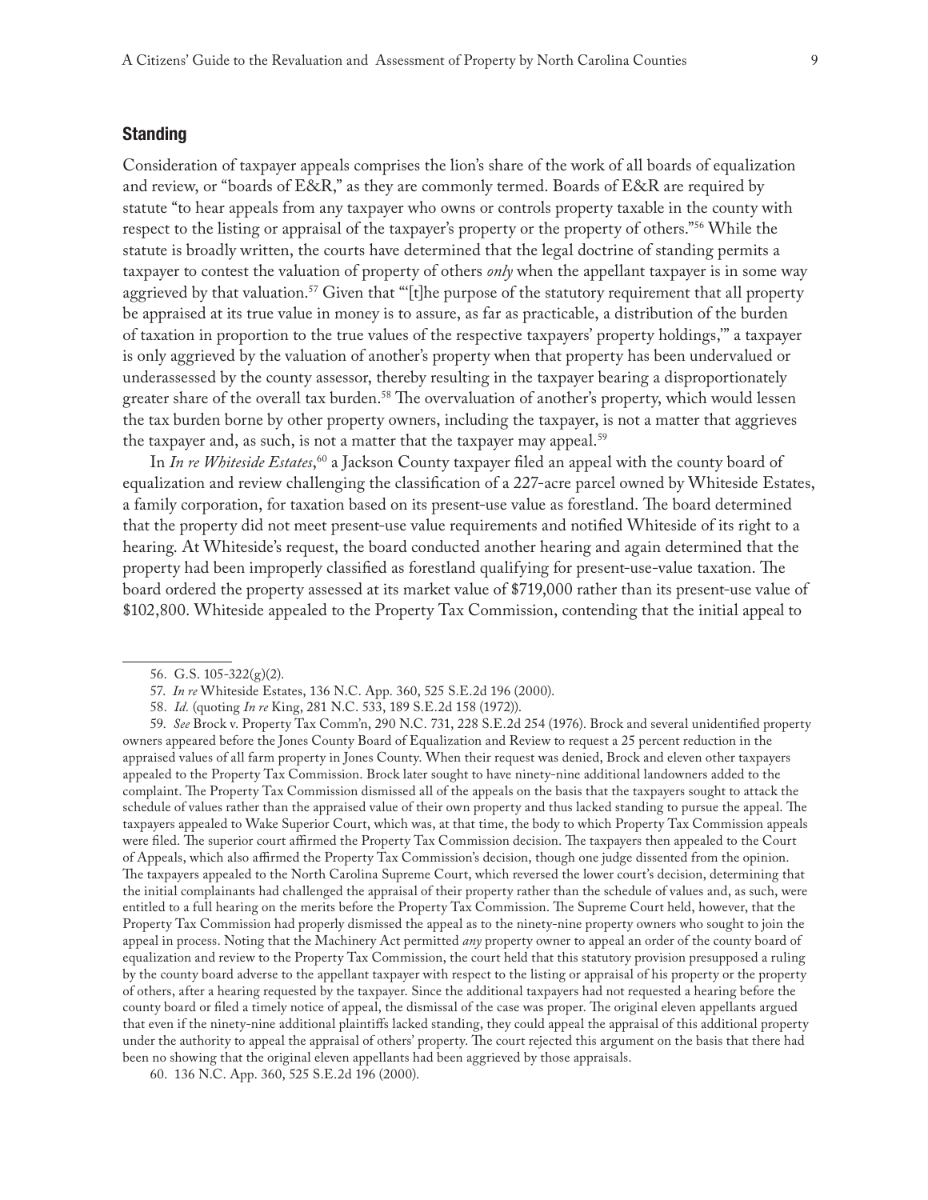### Standing

Consideration of taxpayer appeals comprises the lion's share of the work of all boards of equalization and review, or "boards of E&R," as they are commonly termed. Boards of E&R are required by statute "to hear appeals from any taxpayer who owns or controls property taxable in the county with respect to the listing or appraisal of the taxpayer's property or the property of others."[56] While the statute is broadly written, the courts have determined that the legal doctrine of standing permits a taxpayer to contest the valuation of property of others *only* when the appellant taxpayer is in some way aggrieved by that valuation.[57] Given that "'[t]he purpose of the statutory requirement that all property be appraised at its true value in money is to assure, as far as practicable, a distribution of the burden of taxation in proportion to the true values of the respective taxpayers' property holdings,'" a taxpayer is only aggrieved by the valuation of another's property when that property has been undervalued or underassessed by the county assessor, thereby resulting in the taxpayer bearing a disproportionately greater share of the overall tax burden.[58] The overvaluation of another's property, which would lessen the tax burden borne by other property owners, including the taxpayer, is not a matter that aggrieves the taxpayer and, as such, is not a matter that the taxpayer may appeal.[59]

In *In re Whiteside Estates*,[60] a Jackson County taxpayer filed an appeal with the county board of equalization and review challenging the classification of a 227-acre parcel owned by Whiteside Estates, a family corporation, for taxation based on its present-use value as forestland. The board determined that the property did not meet present-use value requirements and notified Whiteside of its right to a hearing. At Whiteside's request, the board conducted another hearing and again determined that the property had been improperly classified as forestland qualifying for present-use-value taxation. The board ordered the property assessed at its market value of $719,000 rather than its present-use value of $102,800. Whiteside appealed to the Property Tax Commission, contending that the initial appeal to

---

56. G.S. 105-322(g)(2).

57. *In re* Whiteside Estates, 136 N.C. App. 360, 525 S.E.2d 196 (2000).

58. *Id.* (quoting *In re* King, 281 N.C. 533, 189 S.E.2d 158 (1972)).

59. *See* Brock v. Property Tax Comm'n, 290 N.C. 731, 228 S.E.2d 254 (1976). Brock and several unidentified property owners appeared before the Jones County Board of Equalization and Review to request a 25 percent reduction in the appraised values of all farm property in Jones County. When their request was denied, Brock and eleven other taxpayers appealed to the Property Tax Commission. Brock later sought to have ninety-nine additional landowners added to the complaint. The Property Tax Commission dismissed all of the appeals on the basis that the taxpayers sought to attack the schedule of values rather than the appraised value of their own property and thus lacked standing to pursue the appeal. The taxpayers appealed to Wake Superior Court, which was, at that time, the body to which Property Tax Commission appeals were filed. The superior court affirmed the Property Tax Commission decision. The taxpayers then appealed to the Court of Appeals, which also affirmed the Property Tax Commission's decision, though one judge dissented from the opinion. The taxpayers appealed to the North Carolina Supreme Court, which reversed the lower court's decision, determining that the initial complainants had challenged the appraisal of their property rather than the schedule of values and, as such, were entitled to a full hearing on the merits before the Property Tax Commission. The Supreme Court held, however, that the Property Tax Commission had properly dismissed the appeal as to the ninety-nine property owners who sought to join the appeal in process. Noting that the Machinery Act permitted *any* property owner to appeal an order of the county board of equalization and review to the Property Tax Commission, the court held that this statutory provision presupposed a ruling by the county board adverse to the appellant taxpayer with respect to the listing or appraisal of his property or the property of others, after a hearing requested by the taxpayer. Since the additional taxpayers had not requested a hearing before the county board or filed a timely notice of appeal, the dismissal of the case was proper. The original eleven appellants argued that even if the ninety-nine additional plaintiffs lacked standing, they could appeal the appraisal of this additional property under the authority to appeal the appraisal of others' property. The court rejected this argument on the basis that there had been no showing that the original eleven appellants had been aggrieved by those appraisals.

60. 136 N.C. App. 360, 525 S.E.2d 196 (2000).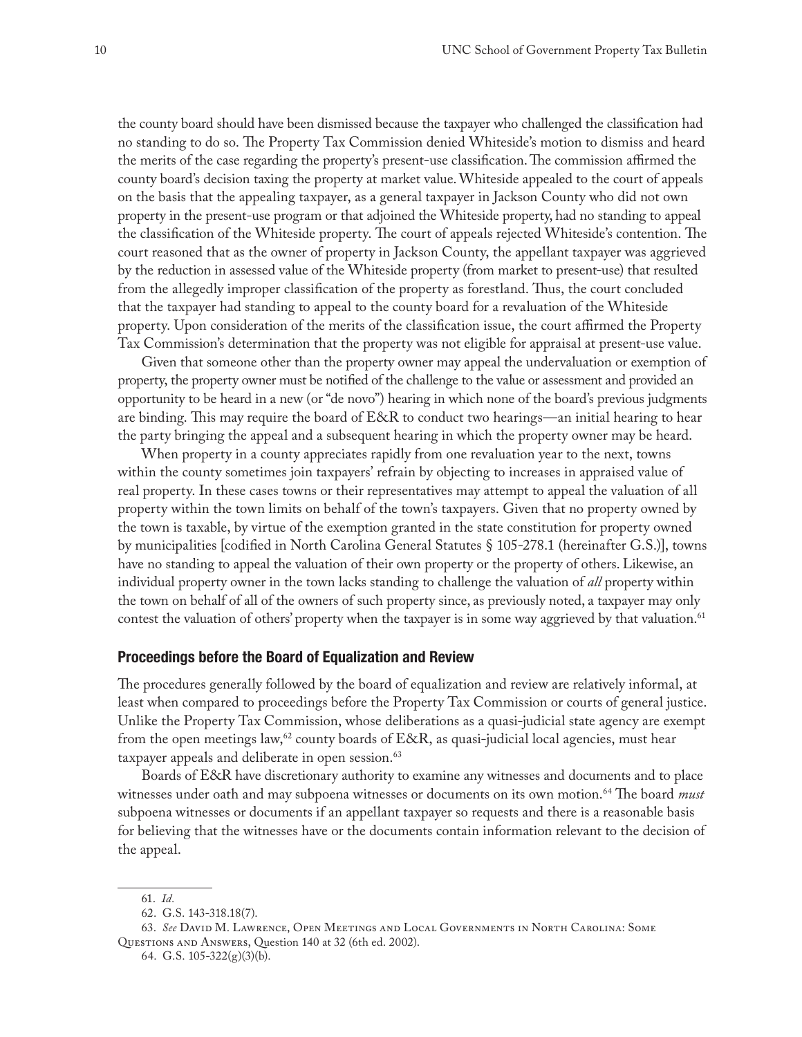the county board should have been dismissed because the taxpayer who challenged the classification had no standing to do so. The Property Tax Commission denied Whiteside's motion to dismiss and heard the merits of the case regarding the property's present-use classification. The commission affirmed the county board's decision taxing the property at market value. Whiteside appealed to the court of appeals on the basis that the appealing taxpayer, as a general taxpayer in Jackson County who did not own property in the present-use program or that adjoined the Whiteside property, had no standing to appeal the classification of the Whiteside property. The court of appeals rejected Whiteside's contention. The court reasoned that as the owner of property in Jackson County, the appellant taxpayer was aggrieved by the reduction in assessed value of the Whiteside property (from market to present-use) that resulted from the allegedly improper classification of the property as forestland. Thus, the court concluded that the taxpayer had standing to appeal to the county board for a revaluation of the Whiteside property. Upon consideration of the merits of the classification issue, the court affirmed the Property Tax Commission's determination that the property was not eligible for appraisal at present-use value.

Given that someone other than the property owner may appeal the undervaluation or exemption of property, the property owner must be notified of the challenge to the value or assessment and provided an opportunity to be heard in a new (or "de novo") hearing in which none of the board's previous judgments are binding. This may require the board of E&R to conduct two hearings—an initial hearing to hear the party bringing the appeal and a subsequent hearing in which the property owner may be heard.

When property in a county appreciates rapidly from one revaluation year to the next, towns within the county sometimes join taxpayers' refrain by objecting to increases in appraised value of real property. In these cases towns or their representatives may attempt to appeal the valuation of all property within the town limits on behalf of the town's taxpayers. Given that no property owned by the town is taxable, by virtue of the exemption granted in the state constitution for property owned by municipalities [codified in North Carolina General Statutes § 105-278.1 (hereinafter G.S.)], towns have no standing to appeal the valuation of their own property or the property of others. Likewise, an individual property owner in the town lacks standing to challenge the valuation of *all* property within the town on behalf of all of the owners of such property since, as previously noted, a taxpayer may only contest the valuation of others' property when the taxpayer is in some way aggrieved by that valuation.[61]

### Proceedings before the Board of Equalization and Review

The procedures generally followed by the board of equalization and review are relatively informal, at least when compared to proceedings before the Property Tax Commission or courts of general justice. Unlike the Property Tax Commission, whose deliberations as a quasi-judicial state agency are exempt from the open meetings law,[62] county boards of E&R, as quasi-judicial local agencies, must hear taxpayer appeals and deliberate in open session.[63]

Boards of E&R have discretionary authority to examine any witnesses and documents and to place witnesses under oath and may subpoena witnesses or documents on its own motion.[64] The board *must* subpoena witnesses or documents if an appellant taxpayer so requests and there is a reasonable basis for believing that the witnesses have or the documents contain information relevant to the decision of the appeal.

---

61. *Id.*

62. G.S. 143-318.18(7).

63. *See* David M. Lawrence, Open Meetings and Local Governments in North Carolina: Some Questions and Answers, Question 140 at 32 (6th ed. 2002).

64. G.S. 105-322(g)(3)(b).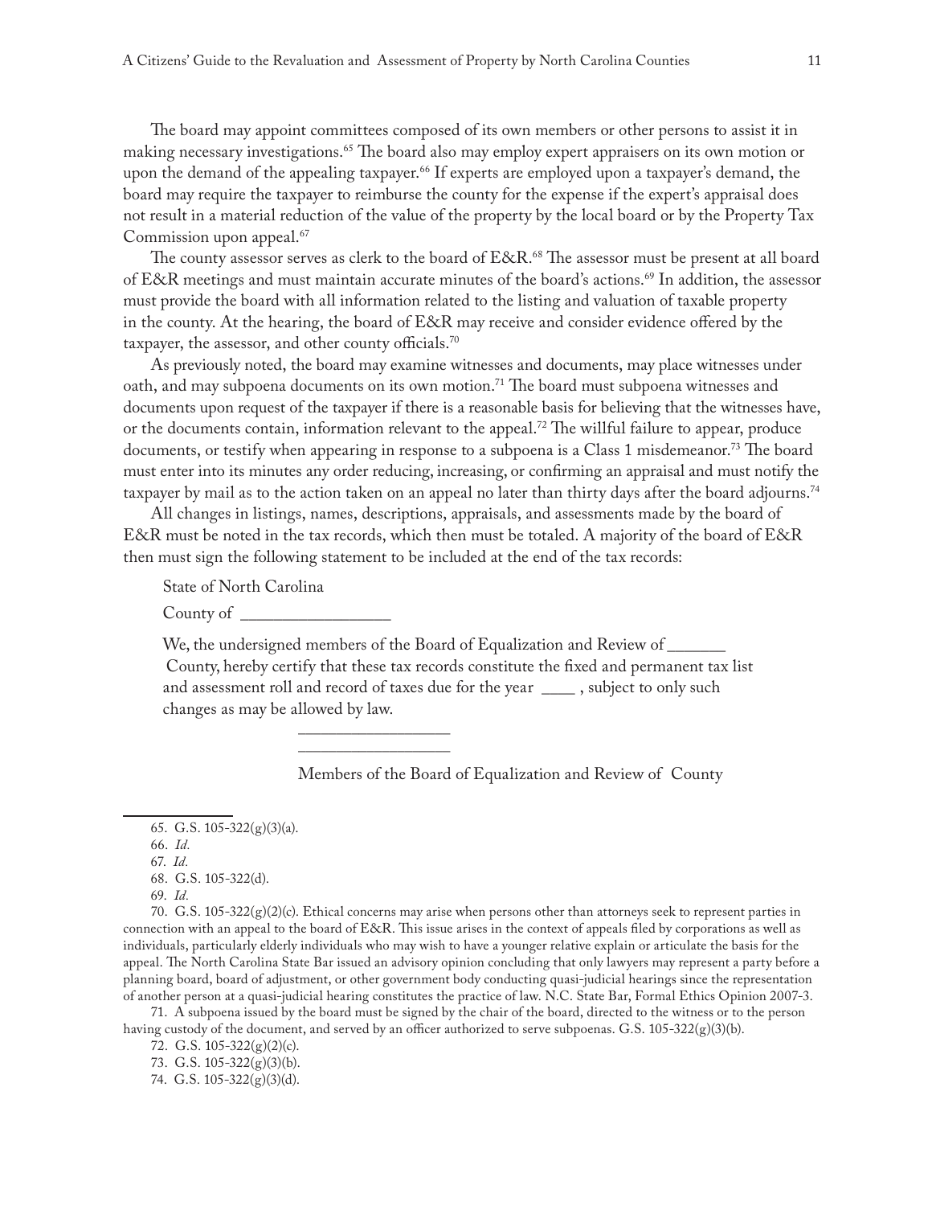The board may appoint committees composed of its own members or other persons to assist it in making necessary investigations.[65] The board also may employ expert appraisers on its own motion or upon the demand of the appealing taxpayer.[66] If experts are employed upon a taxpayer's demand, the board may require the taxpayer to reimburse the county for the expense if the expert's appraisal does not result in a material reduction of the value of the property by the local board or by the Property Tax Commission upon appeal.[67]

The county assessor serves as clerk to the board of E&R.[68] The assessor must be present at all board of E&R meetings and must maintain accurate minutes of the board's actions.[69] In addition, the assessor must provide the board with all information related to the listing and valuation of taxable property in the county. At the hearing, the board of E&R may receive and consider evidence offered by the taxpayer, the assessor, and other county officials.[70]

As previously noted, the board may examine witnesses and documents, may place witnesses under oath, and may subpoena documents on its own motion.[71] The board must subpoena witnesses and documents upon request of the taxpayer if there is a reasonable basis for believing that the witnesses have, or the documents contain, information relevant to the appeal.[72] The willful failure to appear, produce documents, or testify when appearing in response to a subpoena is a Class 1 misdemeanor.[73] The board must enter into its minutes any order reducing, increasing, or confirming an appraisal and must notify the taxpayer by mail as to the action taken on an appeal no later than thirty days after the board adjourns.[74]

All changes in listings, names, descriptions, appraisals, and assessments made by the board of E&R must be noted in the tax records, which then must be totaled. A majority of the board of E&R then must sign the following statement to be included at the end of the tax records:

> State of North Carolina
>
> County of __________________
>
> We, the undersigned members of the Board of Equalization and Review of _______ County, hereby certify that these tax records constitute the fixed and permanent tax list and assessment roll and record of taxes due for the year ____ , subject to only such changes as may be allowed by law.
>
> ___________________
>
> ___________________
>
> Members of the Board of Equalization and Review of County

---

65. G.S. 105-322(g)(3)(a).

66. *Id.*

67. *Id.*

68. G.S. 105-322(d).

69. *Id.*

70. G.S. 105-322(g)(2)(c). Ethical concerns may arise when persons other than attorneys seek to represent parties in connection with an appeal to the board of E&R. This issue arises in the context of appeals filed by corporations as well as individuals, particularly elderly individuals who may wish to have a younger relative explain or articulate the basis for the appeal. The North Carolina State Bar issued an advisory opinion concluding that only lawyers may represent a party before a planning board, board of adjustment, or other government body conducting quasi-judicial hearings since the representation of another person at a quasi-judicial hearing constitutes the practice of law. N.C. State Bar, Formal Ethics Opinion 2007-3.

71. A subpoena issued by the board must be signed by the chair of the board, directed to the witness or to the person having custody of the document, and served by an officer authorized to serve subpoenas. G.S. 105-322(g)(3)(b).

72. G.S. 105-322(g)(2)(c).

73. G.S. 105-322(g)(3)(b).

74. G.S. 105-322(g)(3)(d).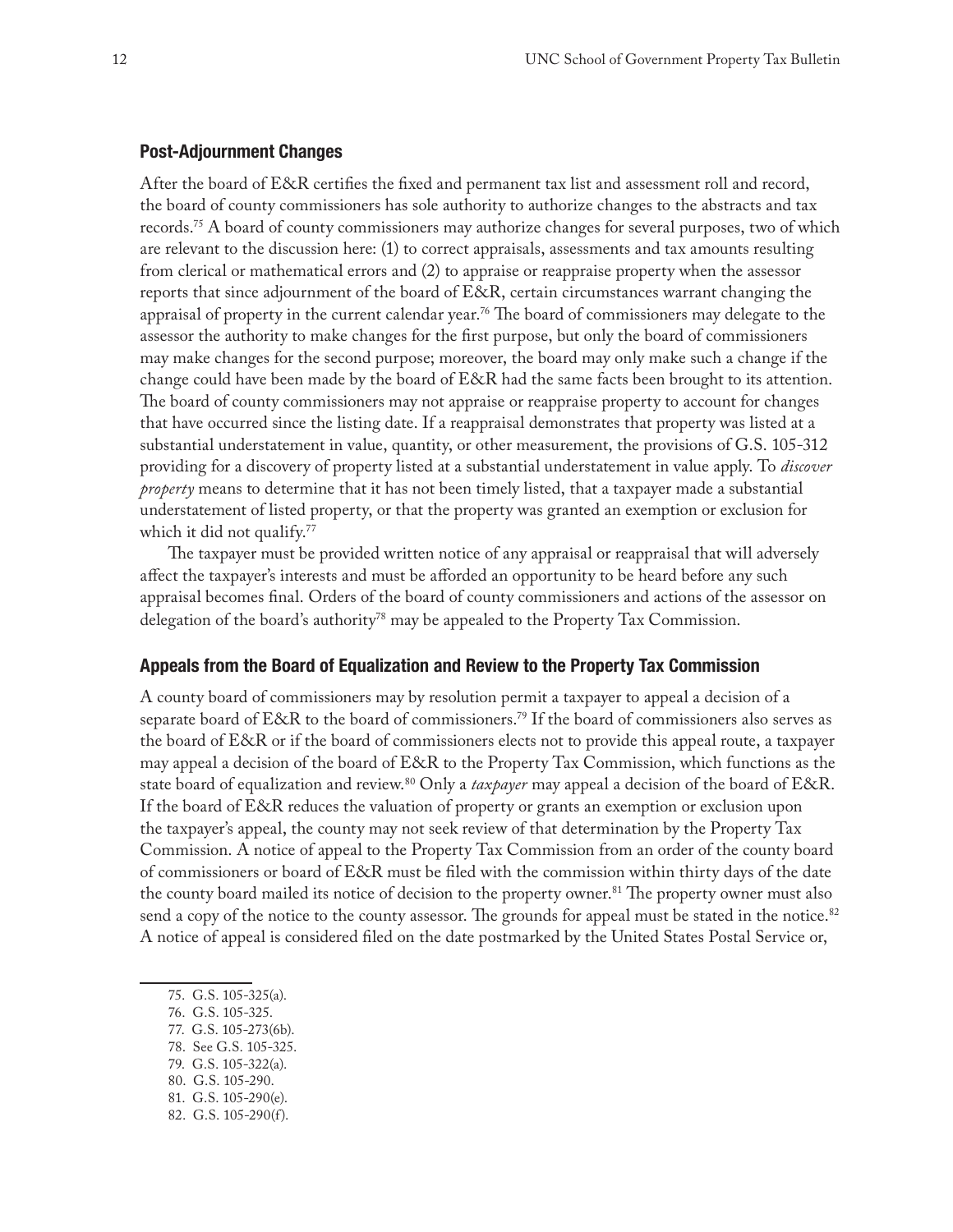### Post-Adjournment Changes

After the board of E&R certifies the fixed and permanent tax list and assessment roll and record, the board of county commissioners has sole authority to authorize changes to the abstracts and tax records.[75] A board of county commissioners may authorize changes for several purposes, two of which are relevant to the discussion here: (1) to correct appraisals, assessments and tax amounts resulting from clerical or mathematical errors and (2) to appraise or reappraise property when the assessor reports that since adjournment of the board of E&R, certain circumstances warrant changing the appraisal of property in the current calendar year.[76] The board of commissioners may delegate to the assessor the authority to make changes for the first purpose, but only the board of commissioners may make changes for the second purpose; moreover, the board may only make such a change if the change could have been made by the board of E&R had the same facts been brought to its attention. The board of county commissioners may not appraise or reappraise property to account for changes that have occurred since the listing date. If a reappraisal demonstrates that property was listed at a substantial understatement in value, quantity, or other measurement, the provisions of G.S. 105-312 providing for a discovery of property listed at a substantial understatement in value apply. To *discover property* means to determine that it has not been timely listed, that a taxpayer made a substantial understatement of listed property, or that the property was granted an exemption or exclusion for which it did not qualify.[77]

The taxpayer must be provided written notice of any appraisal or reappraisal that will adversely affect the taxpayer's interests and must be afforded an opportunity to be heard before any such appraisal becomes final. Orders of the board of county commissioners and actions of the assessor on delegation of the board's authority[78] may be appealed to the Property Tax Commission.

### Appeals from the Board of Equalization and Review to the Property Tax Commission

A county board of commissioners may by resolution permit a taxpayer to appeal a decision of a separate board of E&R to the board of commissioners.[79] If the board of commissioners also serves as the board of E&R or if the board of commissioners elects not to provide this appeal route, a taxpayer may appeal a decision of the board of E&R to the Property Tax Commission, which functions as the state board of equalization and review.[80] Only a *taxpayer* may appeal a decision of the board of E&R. If the board of E&R reduces the valuation of property or grants an exemption or exclusion upon the taxpayer's appeal, the county may not seek review of that determination by the Property Tax Commission. A notice of appeal to the Property Tax Commission from an order of the county board of commissioners or board of E&R must be filed with the commission within thirty days of the date the county board mailed its notice of decision to the property owner.[81] The property owner must also send a copy of the notice to the county assessor. The grounds for appeal must be stated in the notice.[82] A notice of appeal is considered filed on the date postmarked by the United States Postal Service or,

---

75. G.S. 105-325(a).
76. G.S. 105-325.
77. G.S. 105-273(6b).
78. See G.S. 105-325.
79. G.S. 105-322(a).
80. G.S. 105-290.
81. G.S. 105-290(e).
82. G.S. 105-290(f).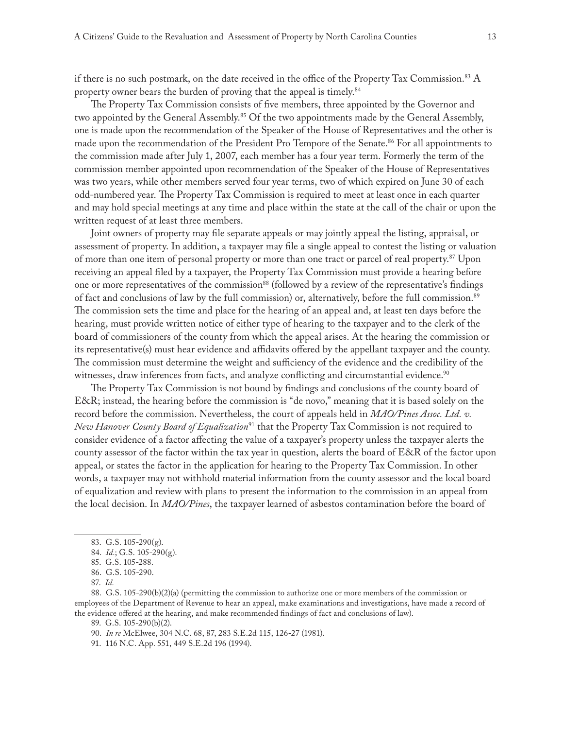if there is no such postmark, on the date received in the office of the Property Tax Commission.[83] A property owner bears the burden of proving that the appeal is timely.[84]

The Property Tax Commission consists of five members, three appointed by the Governor and two appointed by the General Assembly.[85] Of the two appointments made by the General Assembly, one is made upon the recommendation of the Speaker of the House of Representatives and the other is made upon the recommendation of the President Pro Tempore of the Senate.[86] For all appointments to the commission made after July 1, 2007, each member has a four year term. Formerly the term of the commission member appointed upon recommendation of the Speaker of the House of Representatives was two years, while other members served four year terms, two of which expired on June 30 of each odd-numbered year. The Property Tax Commission is required to meet at least once in each quarter and may hold special meetings at any time and place within the state at the call of the chair or upon the written request of at least three members.

Joint owners of property may file separate appeals or may jointly appeal the listing, appraisal, or assessment of property. In addition, a taxpayer may file a single appeal to contest the listing or valuation of more than one item of personal property or more than one tract or parcel of real property.[87] Upon receiving an appeal filed by a taxpayer, the Property Tax Commission must provide a hearing before one or more representatives of the commission[88] (followed by a review of the representative's findings of fact and conclusions of law by the full commission) or, alternatively, before the full commission.[89] The commission sets the time and place for the hearing of an appeal and, at least ten days before the hearing, must provide written notice of either type of hearing to the taxpayer and to the clerk of the board of commissioners of the county from which the appeal arises. At the hearing the commission or its representative(s) must hear evidence and affidavits offered by the appellant taxpayer and the county. The commission must determine the weight and sufficiency of the evidence and the credibility of the witnesses, draw inferences from facts, and analyze conflicting and circumstantial evidence.[90]

The Property Tax Commission is not bound by findings and conclusions of the county board of E&R; instead, the hearing before the commission is "de novo," meaning that it is based solely on the record before the commission. Nevertheless, the court of appeals held in *MAO/Pines Assoc. Ltd. v. New Hanover County Board of Equalization*[91] that the Property Tax Commission is not required to consider evidence of a factor affecting the value of a taxpayer's property unless the taxpayer alerts the county assessor of the factor within the tax year in question, alerts the board of E&R of the factor upon appeal, or states the factor in the application for hearing to the Property Tax Commission. In other words, a taxpayer may not withhold material information from the county assessor and the local board of equalization and review with plans to present the information to the commission in an appeal from the local decision. In *MAO/Pines*, the taxpayer learned of asbestos contamination before the board of

---

83. G.S. 105-290(g).

84. *Id.*; G.S. 105-290(g).

85. G.S. 105-288.

86. G.S. 105-290.

87. *Id.*

88. G.S. 105-290(b)(2)(a) (permitting the commission to authorize one or more members of the commission or employees of the Department of Revenue to hear an appeal, make examinations and investigations, have made a record of the evidence offered at the hearing, and make recommended findings of fact and conclusions of law).

89. G.S. 105-290(b)(2).

90. *In re* McElwee, 304 N.C. 68, 87, 283 S.E.2d 115, 126-27 (1981).

91. 116 N.C. App. 551, 449 S.E.2d 196 (1994).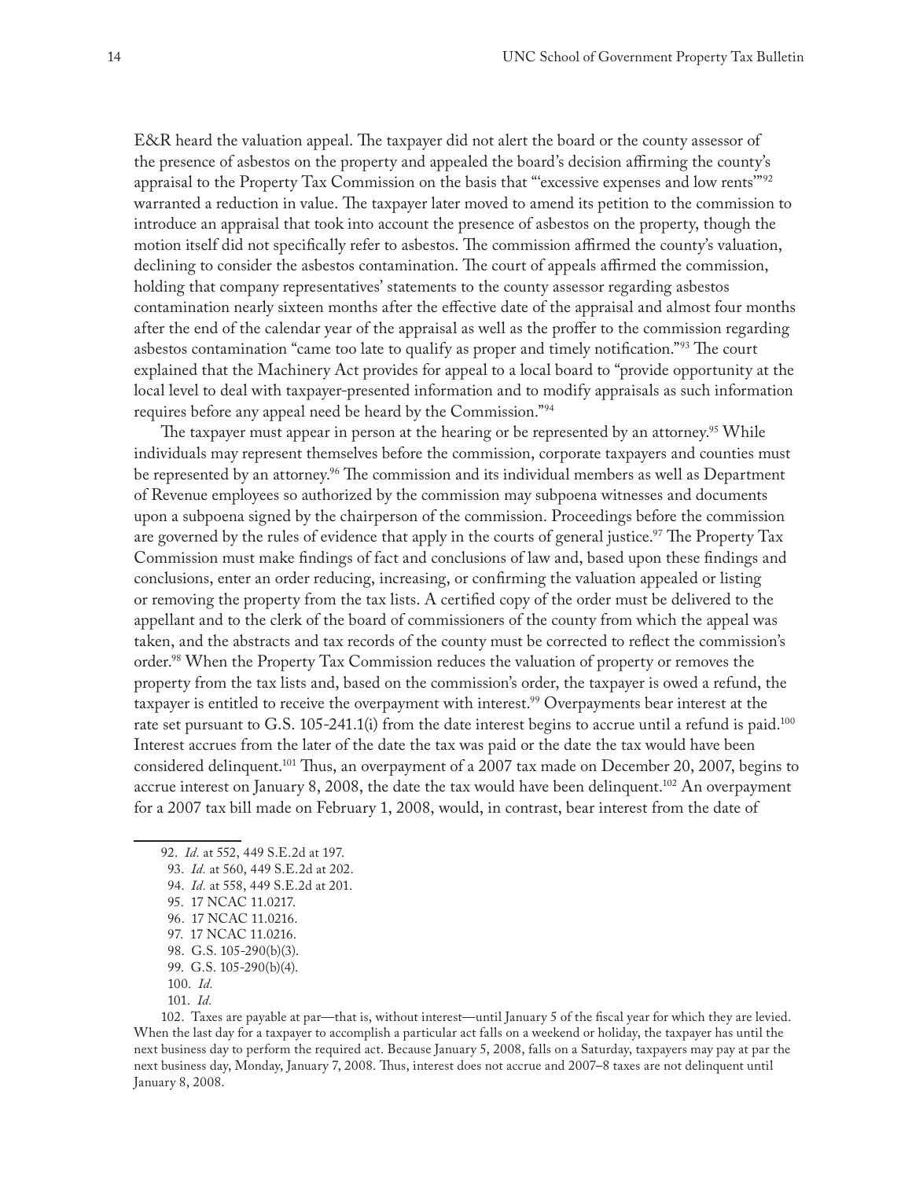E&R heard the valuation appeal. The taxpayer did not alert the board or the county assessor of the presence of asbestos on the property and appealed the board's decision affirming the county's appraisal to the Property Tax Commission on the basis that "'excessive expenses and low rents'"[92] warranted a reduction in value. The taxpayer later moved to amend its petition to the commission to introduce an appraisal that took into account the presence of asbestos on the property, though the motion itself did not specifically refer to asbestos. The commission affirmed the county's valuation, declining to consider the asbestos contamination. The court of appeals affirmed the commission, holding that company representatives' statements to the county assessor regarding asbestos contamination nearly sixteen months after the effective date of the appraisal and almost four months after the end of the calendar year of the appraisal as well as the proffer to the commission regarding asbestos contamination "came too late to qualify as proper and timely notification."[93] The court explained that the Machinery Act provides for appeal to a local board to "provide opportunity at the local level to deal with taxpayer-presented information and to modify appraisals as such information requires before any appeal need be heard by the Commission."[94]

The taxpayer must appear in person at the hearing or be represented by an attorney.[95] While individuals may represent themselves before the commission, corporate taxpayers and counties must be represented by an attorney.[96] The commission and its individual members as well as Department of Revenue employees so authorized by the commission may subpoena witnesses and documents upon a subpoena signed by the chairperson of the commission. Proceedings before the commission are governed by the rules of evidence that apply in the courts of general justice.[97] The Property Tax Commission must make findings of fact and conclusions of law and, based upon these findings and conclusions, enter an order reducing, increasing, or confirming the valuation appealed or listing or removing the property from the tax lists. A certified copy of the order must be delivered to the appellant and to the clerk of the board of commissioners of the county from which the appeal was taken, and the abstracts and tax records of the county must be corrected to reflect the commission's order.[98] When the Property Tax Commission reduces the valuation of property or removes the property from the tax lists and, based on the commission's order, the taxpayer is owed a refund, the taxpayer is entitled to receive the overpayment with interest.[99] Overpayments bear interest at the rate set pursuant to G.S. 105-241.1(i) from the date interest begins to accrue until a refund is paid.[100] Interest accrues from the later of the date the tax was paid or the date the tax would have been considered delinquent.[101] Thus, an overpayment of a 2007 tax made on December 20, 2007, begins to accrue interest on January 8, 2008, the date the tax would have been delinquent.[102] An overpayment for a 2007 tax bill made on February 1, 2008, would, in contrast, bear interest from the date of

---

92. *Id.* at 552, 449 S.E.2d at 197.

93. *Id.* at 560, 449 S.E.2d at 202.

94. *Id.* at 558, 449 S.E.2d at 201.

95. 17 NCAC 11.0217.

96. 17 NCAC 11.0216.

97. 17 NCAC 11.0216.

98. G.S. 105-290(b)(3).

99. G.S. 105-290(b)(4).

100. *Id.*

101. *Id.*

102. Taxes are payable at par—that is, without interest—until January 5 of the fiscal year for which they are levied. When the last day for a taxpayer to accomplish a particular act falls on a weekend or holiday, the taxpayer has until the next business day to perform the required act. Because January 5, 2008, falls on a Saturday, taxpayers may pay at par the next business day, Monday, January 7, 2008. Thus, interest does not accrue and 2007–8 taxes are not delinquent until January 8, 2008.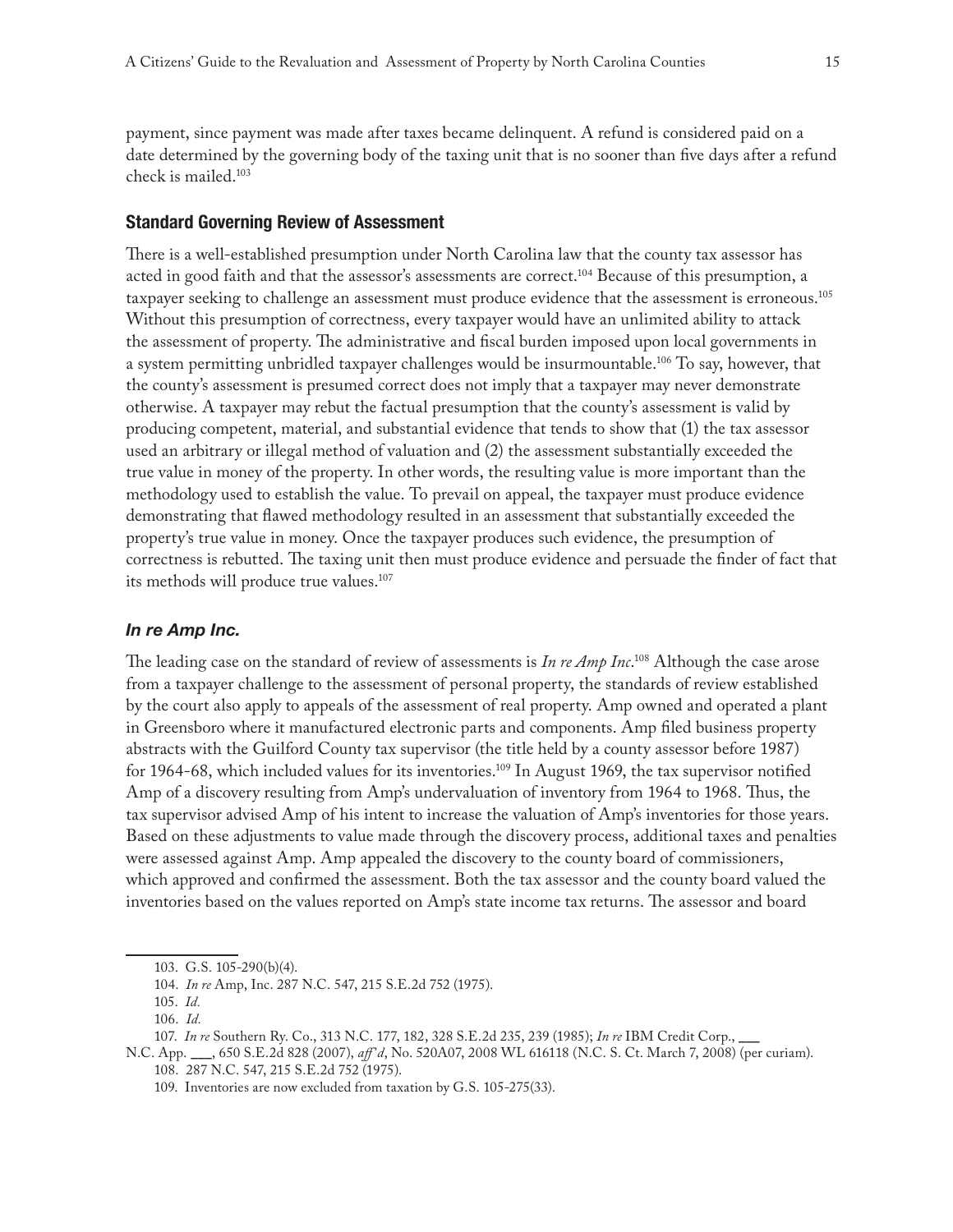payment, since payment was made after taxes became delinquent. A refund is considered paid on a date determined by the governing body of the taxing unit that is no sooner than five days after a refund check is mailed.[103]

### Standard Governing Review of Assessment

There is a well-established presumption under North Carolina law that the county tax assessor has acted in good faith and that the assessor's assessments are correct.[104] Because of this presumption, a taxpayer seeking to challenge an assessment must produce evidence that the assessment is erroneous.[105] Without this presumption of correctness, every taxpayer would have an unlimited ability to attack the assessment of property. The administrative and fiscal burden imposed upon local governments in a system permitting unbridled taxpayer challenges would be insurmountable.[106] To say, however, that the county's assessment is presumed correct does not imply that a taxpayer may never demonstrate otherwise. A taxpayer may rebut the factual presumption that the county's assessment is valid by producing competent, material, and substantial evidence that tends to show that (1) the tax assessor used an arbitrary or illegal method of valuation and (2) the assessment substantially exceeded the true value in money of the property. In other words, the resulting value is more important than the methodology used to establish the value. To prevail on appeal, the taxpayer must produce evidence demonstrating that flawed methodology resulted in an assessment that substantially exceeded the property's true value in money. Once the taxpayer produces such evidence, the presumption of correctness is rebutted. The taxing unit then must produce evidence and persuade the finder of fact that its methods will produce true values.[107]

#### *In re Amp Inc.*

The leading case on the standard of review of assessments is *In re Amp Inc*.[108] Although the case arose from a taxpayer challenge to the assessment of personal property, the standards of review established by the court also apply to appeals of the assessment of real property. Amp owned and operated a plant in Greensboro where it manufactured electronic parts and components. Amp filed business property abstracts with the Guilford County tax supervisor (the title held by a county assessor before 1987) for 1964-68, which included values for its inventories.[109] In August 1969, the tax supervisor notified Amp of a discovery resulting from Amp's undervaluation of inventory from 1964 to 1968. Thus, the tax supervisor advised Amp of his intent to increase the valuation of Amp's inventories for those years. Based on these adjustments to value made through the discovery process, additional taxes and penalties were assessed against Amp. Amp appealed the discovery to the county board of commissioners, which approved and confirmed the assessment. Both the tax assessor and the county board valued the inventories based on the values reported on Amp's state income tax returns. The assessor and board

---

103. G.S. 105-290(b)(4).

104. *In re* Amp, Inc. 287 N.C. 547, 215 S.E.2d 752 (1975).

105. *Id.*

106. *Id.*

107. *In re* Southern Ry. Co., 313 N.C. 177, 182, 328 S.E.2d 235, 239 (1985); *In re* IBM Credit Corp., ___ N.C. App. ___, 650 S.E.2d 828 (2007), *aff'd*, No. 520A07, 2008 WL 616118 (N.C. S. Ct. March 7, 2008) (per curiam).

108. 287 N.C. 547, 215 S.E.2d 752 (1975).

109. Inventories are now excluded from taxation by G.S. 105-275(33).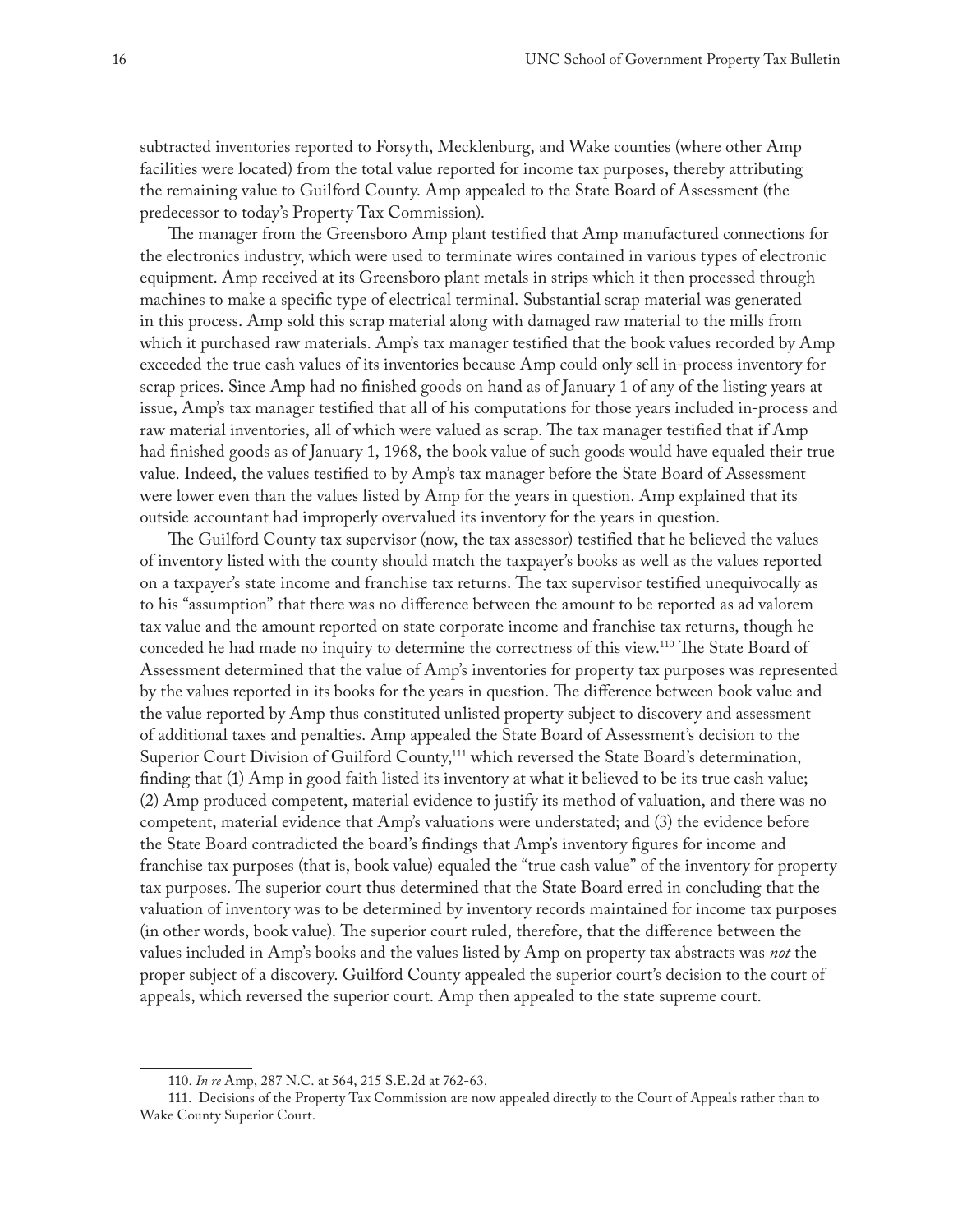subtracted inventories reported to Forsyth, Mecklenburg, and Wake counties (where other Amp facilities were located) from the total value reported for income tax purposes, thereby attributing the remaining value to Guilford County. Amp appealed to the State Board of Assessment (the predecessor to today's Property Tax Commission).

The manager from the Greensboro Amp plant testified that Amp manufactured connections for the electronics industry, which were used to terminate wires contained in various types of electronic equipment. Amp received at its Greensboro plant metals in strips which it then processed through machines to make a specific type of electrical terminal. Substantial scrap material was generated in this process. Amp sold this scrap material along with damaged raw material to the mills from which it purchased raw materials. Amp's tax manager testified that the book values recorded by Amp exceeded the true cash values of its inventories because Amp could only sell in-process inventory for scrap prices. Since Amp had no finished goods on hand as of January 1 of any of the listing years at issue, Amp's tax manager testified that all of his computations for those years included in-process and raw material inventories, all of which were valued as scrap. The tax manager testified that if Amp had finished goods as of January 1, 1968, the book value of such goods would have equaled their true value. Indeed, the values testified to by Amp's tax manager before the State Board of Assessment were lower even than the values listed by Amp for the years in question. Amp explained that its outside accountant had improperly overvalued its inventory for the years in question.

The Guilford County tax supervisor (now, the tax assessor) testified that he believed the values of inventory listed with the county should match the taxpayer's books as well as the values reported on a taxpayer's state income and franchise tax returns. The tax supervisor testified unequivocally as to his "assumption" that there was no difference between the amount to be reported as ad valorem tax value and the amount reported on state corporate income and franchise tax returns, though he conceded he had made no inquiry to determine the correctness of this view.[110] The State Board of Assessment determined that the value of Amp's inventories for property tax purposes was represented by the values reported in its books for the years in question. The difference between book value and the value reported by Amp thus constituted unlisted property subject to discovery and assessment of additional taxes and penalties. Amp appealed the State Board of Assessment's decision to the Superior Court Division of Guilford County,[111] which reversed the State Board's determination, finding that (1) Amp in good faith listed its inventory at what it believed to be its true cash value; (2) Amp produced competent, material evidence to justify its method of valuation, and there was no competent, material evidence that Amp's valuations were understated; and (3) the evidence before the State Board contradicted the board's findings that Amp's inventory figures for income and franchise tax purposes (that is, book value) equaled the "true cash value" of the inventory for property tax purposes. The superior court thus determined that the State Board erred in concluding that the valuation of inventory was to be determined by inventory records maintained for income tax purposes (in other words, book value). The superior court ruled, therefore, that the difference between the values included in Amp's books and the values listed by Amp on property tax abstracts was *not* the proper subject of a discovery. Guilford County appealed the superior court's decision to the court of appeals, which reversed the superior court. Amp then appealed to the state supreme court.

---

110. *In re* Amp, 287 N.C. at 564, 215 S.E.2d at 762-63.

111. Decisions of the Property Tax Commission are now appealed directly to the Court of Appeals rather than to Wake County Superior Court.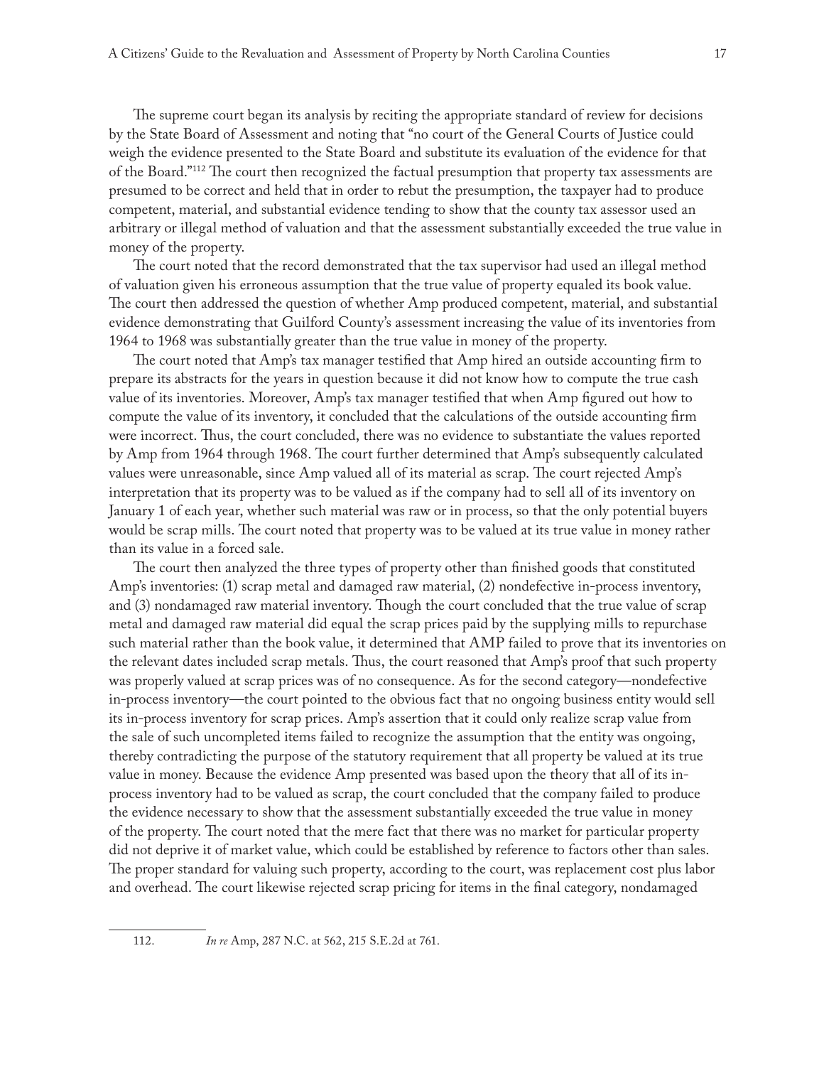The supreme court began its analysis by reciting the appropriate standard of review for decisions by the State Board of Assessment and noting that "no court of the General Courts of Justice could weigh the evidence presented to the State Board and substitute its evaluation of the evidence for that of the Board."[112] The court then recognized the factual presumption that property tax assessments are presumed to be correct and held that in order to rebut the presumption, the taxpayer had to produce competent, material, and substantial evidence tending to show that the county tax assessor used an arbitrary or illegal method of valuation and that the assessment substantially exceeded the true value in money of the property.

The court noted that the record demonstrated that the tax supervisor had used an illegal method of valuation given his erroneous assumption that the true value of property equaled its book value. The court then addressed the question of whether Amp produced competent, material, and substantial evidence demonstrating that Guilford County's assessment increasing the value of its inventories from 1964 to 1968 was substantially greater than the true value in money of the property.

The court noted that Amp's tax manager testified that Amp hired an outside accounting firm to prepare its abstracts for the years in question because it did not know how to compute the true cash value of its inventories. Moreover, Amp's tax manager testified that when Amp figured out how to compute the value of its inventory, it concluded that the calculations of the outside accounting firm were incorrect. Thus, the court concluded, there was no evidence to substantiate the values reported by Amp from 1964 through 1968. The court further determined that Amp's subsequently calculated values were unreasonable, since Amp valued all of its material as scrap. The court rejected Amp's interpretation that its property was to be valued as if the company had to sell all of its inventory on January 1 of each year, whether such material was raw or in process, so that the only potential buyers would be scrap mills. The court noted that property was to be valued at its true value in money rather than its value in a forced sale.

The court then analyzed the three types of property other than finished goods that constituted Amp's inventories: (1) scrap metal and damaged raw material, (2) nondefective in-process inventory, and (3) nondamaged raw material inventory. Though the court concluded that the true value of scrap metal and damaged raw material did equal the scrap prices paid by the supplying mills to repurchase such material rather than the book value, it determined that AMP failed to prove that its inventories on the relevant dates included scrap metals. Thus, the court reasoned that Amp's proof that such property was properly valued at scrap prices was of no consequence. As for the second category—nondefective in-process inventory—the court pointed to the obvious fact that no ongoing business entity would sell its in-process inventory for scrap prices. Amp's assertion that it could only realize scrap value from the sale of such uncompleted items failed to recognize the assumption that the entity was ongoing, thereby contradicting the purpose of the statutory requirement that all property be valued at its true value in money. Because the evidence Amp presented was based upon the theory that all of its in-process inventory had to be valued as scrap, the court concluded that the company failed to produce the evidence necessary to show that the assessment substantially exceeded the true value in money of the property. The court noted that the mere fact that there was no market for particular property did not deprive it of market value, which could be established by reference to factors other than sales. The proper standard for valuing such property, according to the court, was replacement cost plus labor and overhead. The court likewise rejected scrap pricing for items in the final category, nondamaged

---

112. *In re* Amp, 287 N.C. at 562, 215 S.E.2d at 761.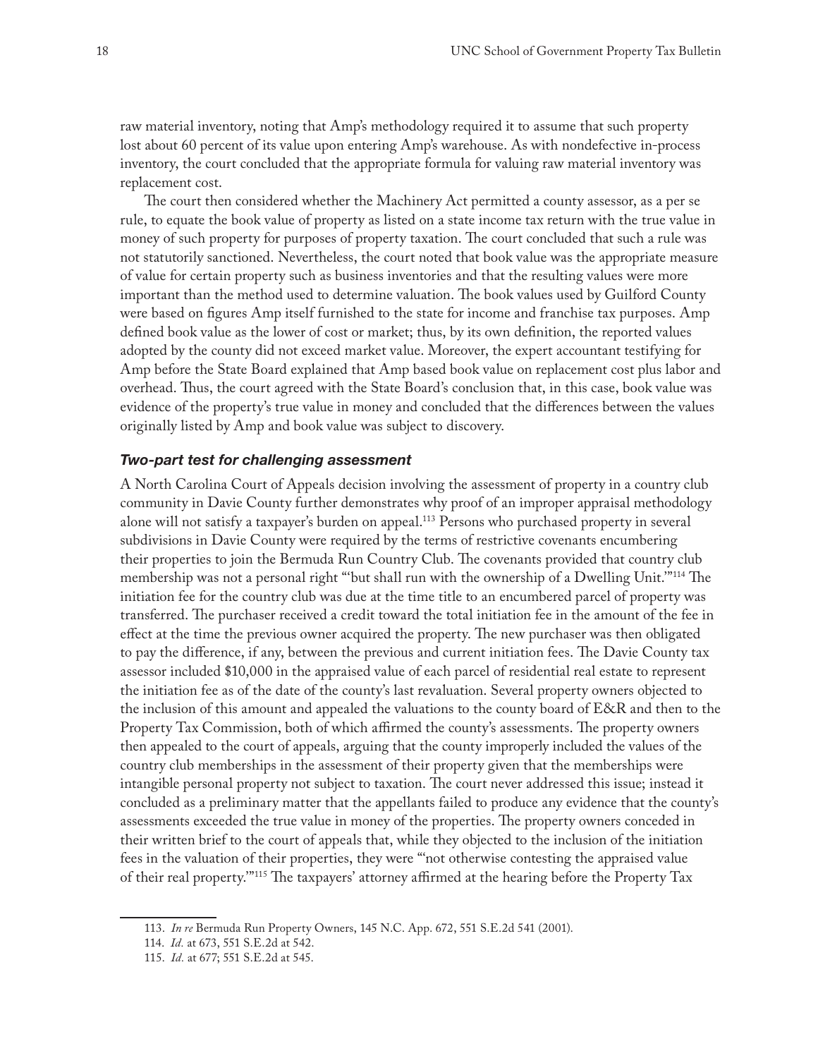raw material inventory, noting that Amp's methodology required it to assume that such property lost about 60 percent of its value upon entering Amp's warehouse. As with nondefective in-process inventory, the court concluded that the appropriate formula for valuing raw material inventory was replacement cost.

The court then considered whether the Machinery Act permitted a county assessor, as a per se rule, to equate the book value of property as listed on a state income tax return with the true value in money of such property for purposes of property taxation. The court concluded that such a rule was not statutorily sanctioned. Nevertheless, the court noted that book value was the appropriate measure of value for certain property such as business inventories and that the resulting values were more important than the method used to determine valuation. The book values used by Guilford County were based on figures Amp itself furnished to the state for income and franchise tax purposes. Amp defined book value as the lower of cost or market; thus, by its own definition, the reported values adopted by the county did not exceed market value. Moreover, the expert accountant testifying for Amp before the State Board explained that Amp based book value on replacement cost plus labor and overhead. Thus, the court agreed with the State Board's conclusion that, in this case, book value was evidence of the property's true value in money and concluded that the differences between the values originally listed by Amp and book value was subject to discovery.

### *Two-part test for challenging assessment*

A North Carolina Court of Appeals decision involving the assessment of property in a country club community in Davie County further demonstrates why proof of an improper appraisal methodology alone will not satisfy a taxpayer's burden on appeal.[113] Persons who purchased property in several subdivisions in Davie County were required by the terms of restrictive covenants encumbering their properties to join the Bermuda Run Country Club. The covenants provided that country club membership was not a personal right "'but shall run with the ownership of a Dwelling Unit.'"[114] The initiation fee for the country club was due at the time title to an encumbered parcel of property was transferred. The purchaser received a credit toward the total initiation fee in the amount of the fee in effect at the time the previous owner acquired the property. The new purchaser was then obligated to pay the difference, if any, between the previous and current initiation fees. The Davie County tax assessor included $10,000 in the appraised value of each parcel of residential real estate to represent the initiation fee as of the date of the county's last revaluation. Several property owners objected to the inclusion of this amount and appealed the valuations to the county board of E&R and then to the Property Tax Commission, both of which affirmed the county's assessments. The property owners then appealed to the court of appeals, arguing that the county improperly included the values of the country club memberships in the assessment of their property given that the memberships were intangible personal property not subject to taxation. The court never addressed this issue; instead it concluded as a preliminary matter that the appellants failed to produce any evidence that the county's assessments exceeded the true value in money of the properties. The property owners conceded in their written brief to the court of appeals that, while they objected to the inclusion of the initiation fees in the valuation of their properties, they were "'not otherwise contesting the appraised value of their real property.'"[115] The taxpayers' attorney affirmed at the hearing before the Property Tax

---

113. *In re* Bermuda Run Property Owners, 145 N.C. App. 672, 551 S.E.2d 541 (2001).

114. *Id.* at 673, 551 S.E.2d at 542.

115. *Id.* at 677; 551 S.E.2d at 545.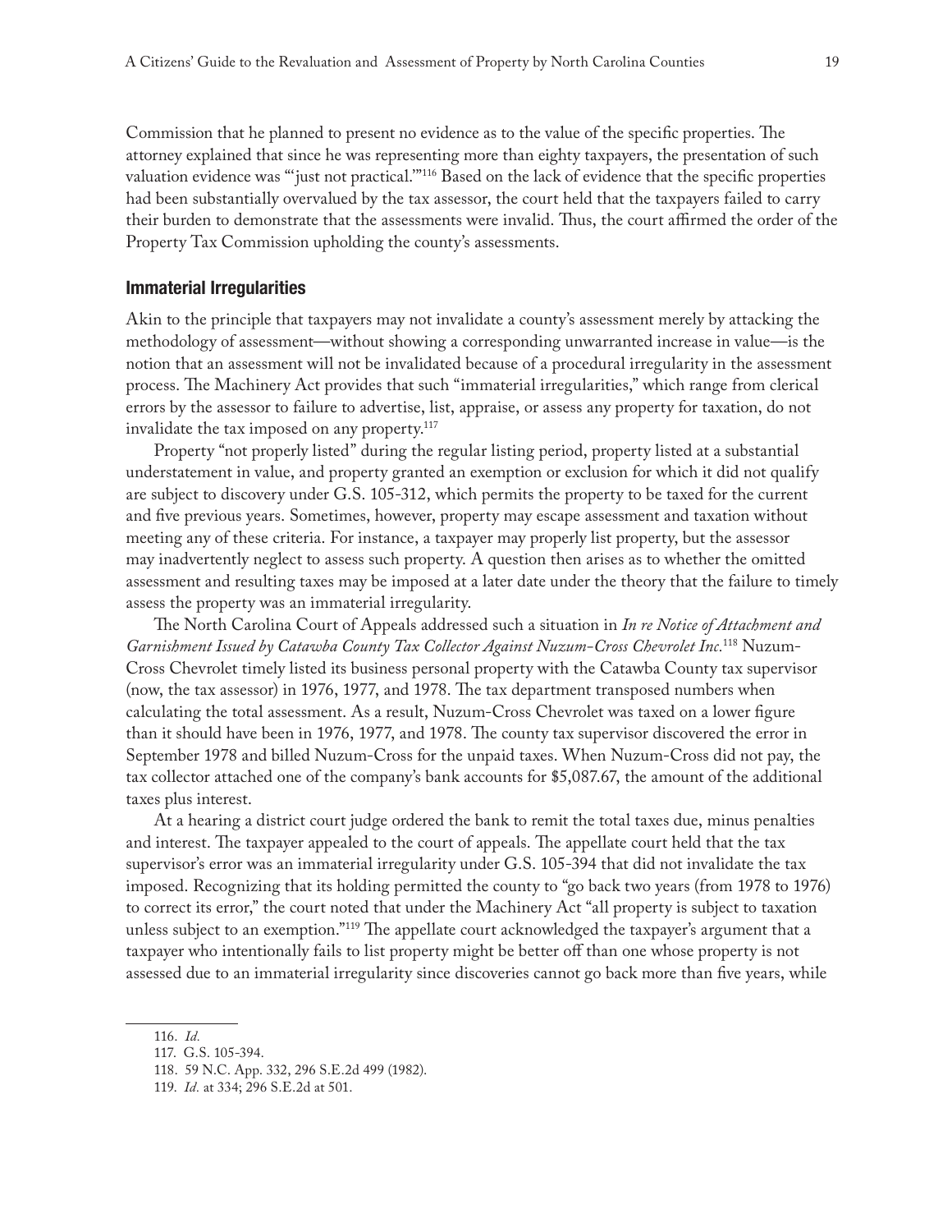Commission that he planned to present no evidence as to the value of the specific properties. The attorney explained that since he was representing more than eighty taxpayers, the presentation of such valuation evidence was "'just not practical.'"[116] Based on the lack of evidence that the specific properties had been substantially overvalued by the tax assessor, the court held that the taxpayers failed to carry their burden to demonstrate that the assessments were invalid. Thus, the court affirmed the order of the Property Tax Commission upholding the county's assessments.

### Immaterial Irregularities

Akin to the principle that taxpayers may not invalidate a county's assessment merely by attacking the methodology of assessment—without showing a corresponding unwarranted increase in value—is the notion that an assessment will not be invalidated because of a procedural irregularity in the assessment process. The Machinery Act provides that such "immaterial irregularities," which range from clerical errors by the assessor to failure to advertise, list, appraise, or assess any property for taxation, do not invalidate the tax imposed on any property.[117]

Property "not properly listed" during the regular listing period, property listed at a substantial understatement in value, and property granted an exemption or exclusion for which it did not qualify are subject to discovery under G.S. 105-312, which permits the property to be taxed for the current and five previous years. Sometimes, however, property may escape assessment and taxation without meeting any of these criteria. For instance, a taxpayer may properly list property, but the assessor may inadvertently neglect to assess such property. A question then arises as to whether the omitted assessment and resulting taxes may be imposed at a later date under the theory that the failure to timely assess the property was an immaterial irregularity.

The North Carolina Court of Appeals addressed such a situation in *In re Notice of Attachment and Garnishment Issued by Catawba County Tax Collector Against Nuzum-Cross Chevrolet Inc.*[118] Nuzum-Cross Chevrolet timely listed its business personal property with the Catawba County tax supervisor (now, the tax assessor) in 1976, 1977, and 1978. The tax department transposed numbers when calculating the total assessment. As a result, Nuzum-Cross Chevrolet was taxed on a lower figure than it should have been in 1976, 1977, and 1978. The county tax supervisor discovered the error in September 1978 and billed Nuzum-Cross for the unpaid taxes. When Nuzum-Cross did not pay, the tax collector attached one of the company's bank accounts for $5,087.67, the amount of the additional taxes plus interest.

At a hearing a district court judge ordered the bank to remit the total taxes due, minus penalties and interest. The taxpayer appealed to the court of appeals. The appellate court held that the tax supervisor's error was an immaterial irregularity under G.S. 105-394 that did not invalidate the tax imposed. Recognizing that its holding permitted the county to "go back two years (from 1978 to 1976) to correct its error," the court noted that under the Machinery Act "all property is subject to taxation unless subject to an exemption."[119] The appellate court acknowledged the taxpayer's argument that a taxpayer who intentionally fails to list property might be better off than one whose property is not assessed due to an immaterial irregularity since discoveries cannot go back more than five years, while

---

116. *Id.*

117. G.S. 105-394.

118. 59 N.C. App. 332, 296 S.E.2d 499 (1982).

119. *Id.* at 334; 296 S.E.2d at 501.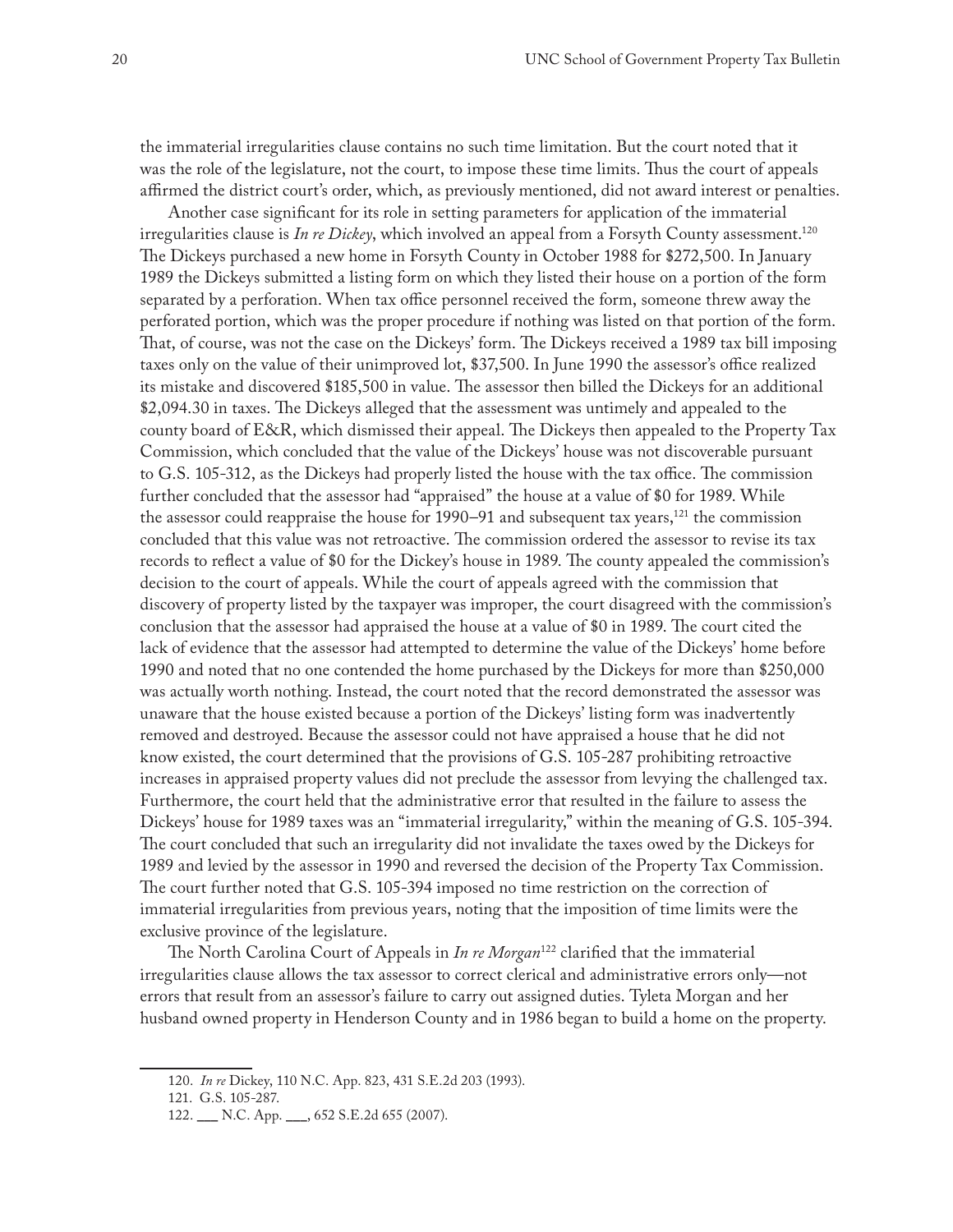the immaterial irregularities clause contains no such time limitation. But the court noted that it was the role of the legislature, not the court, to impose these time limits. Thus the court of appeals affirmed the district court's order, which, as previously mentioned, did not award interest or penalties.

Another case significant for its role in setting parameters for application of the immaterial irregularities clause is *In re Dickey*, which involved an appeal from a Forsyth County assessment.[120] The Dickeys purchased a new home in Forsyth County in October 1988 for $272,500. In January 1989 the Dickeys submitted a listing form on which they listed their house on a portion of the form separated by a perforation. When tax office personnel received the form, someone threw away the perforated portion, which was the proper procedure if nothing was listed on that portion of the form. That, of course, was not the case on the Dickeys' form. The Dickeys received a 1989 tax bill imposing taxes only on the value of their unimproved lot, $37,500. In June 1990 the assessor's office realized its mistake and discovered $185,500 in value. The assessor then billed the Dickeys for an additional $2,094.30 in taxes. The Dickeys alleged that the assessment was untimely and appealed to the county board of E&R, which dismissed their appeal. The Dickeys then appealed to the Property Tax Commission, which concluded that the value of the Dickeys' house was not discoverable pursuant to G.S. 105-312, as the Dickeys had properly listed the house with the tax office. The commission further concluded that the assessor had "appraised" the house at a value of $0 for 1989. While the assessor could reappraise the house for 1990–91 and subsequent tax years,[121] the commission concluded that this value was not retroactive. The commission ordered the assessor to revise its tax records to reflect a value of $0 for the Dickey's house in 1989. The county appealed the commission's decision to the court of appeals. While the court of appeals agreed with the commission that discovery of property listed by the taxpayer was improper, the court disagreed with the commission's conclusion that the assessor had appraised the house at a value of $0 in 1989. The court cited the lack of evidence that the assessor had attempted to determine the value of the Dickeys' home before 1990 and noted that no one contended the home purchased by the Dickeys for more than $250,000 was actually worth nothing. Instead, the court noted that the record demonstrated the assessor was unaware that the house existed because a portion of the Dickeys' listing form was inadvertently removed and destroyed. Because the assessor could not have appraised a house that he did not know existed, the court determined that the provisions of G.S. 105-287 prohibiting retroactive increases in appraised property values did not preclude the assessor from levying the challenged tax. Furthermore, the court held that the administrative error that resulted in the failure to assess the Dickeys' house for 1989 taxes was an "immaterial irregularity," within the meaning of G.S. 105-394. The court concluded that such an irregularity did not invalidate the taxes owed by the Dickeys for 1989 and levied by the assessor in 1990 and reversed the decision of the Property Tax Commission. The court further noted that G.S. 105-394 imposed no time restriction on the correction of immaterial irregularities from previous years, noting that the imposition of time limits were the exclusive province of the legislature.

The North Carolina Court of Appeals in *In re Morgan*[122] clarified that the immaterial irregularities clause allows the tax assessor to correct clerical and administrative errors only—not errors that result from an assessor's failure to carry out assigned duties. Tyleta Morgan and her husband owned property in Henderson County and in 1986 began to build a home on the property.

120. *In re* Dickey, 110 N.C. App. 823, 431 S.E.2d 203 (1993).

121. G.S. 105-287.

122. ___ N.C. App. ___, 652 S.E.2d 655 (2007).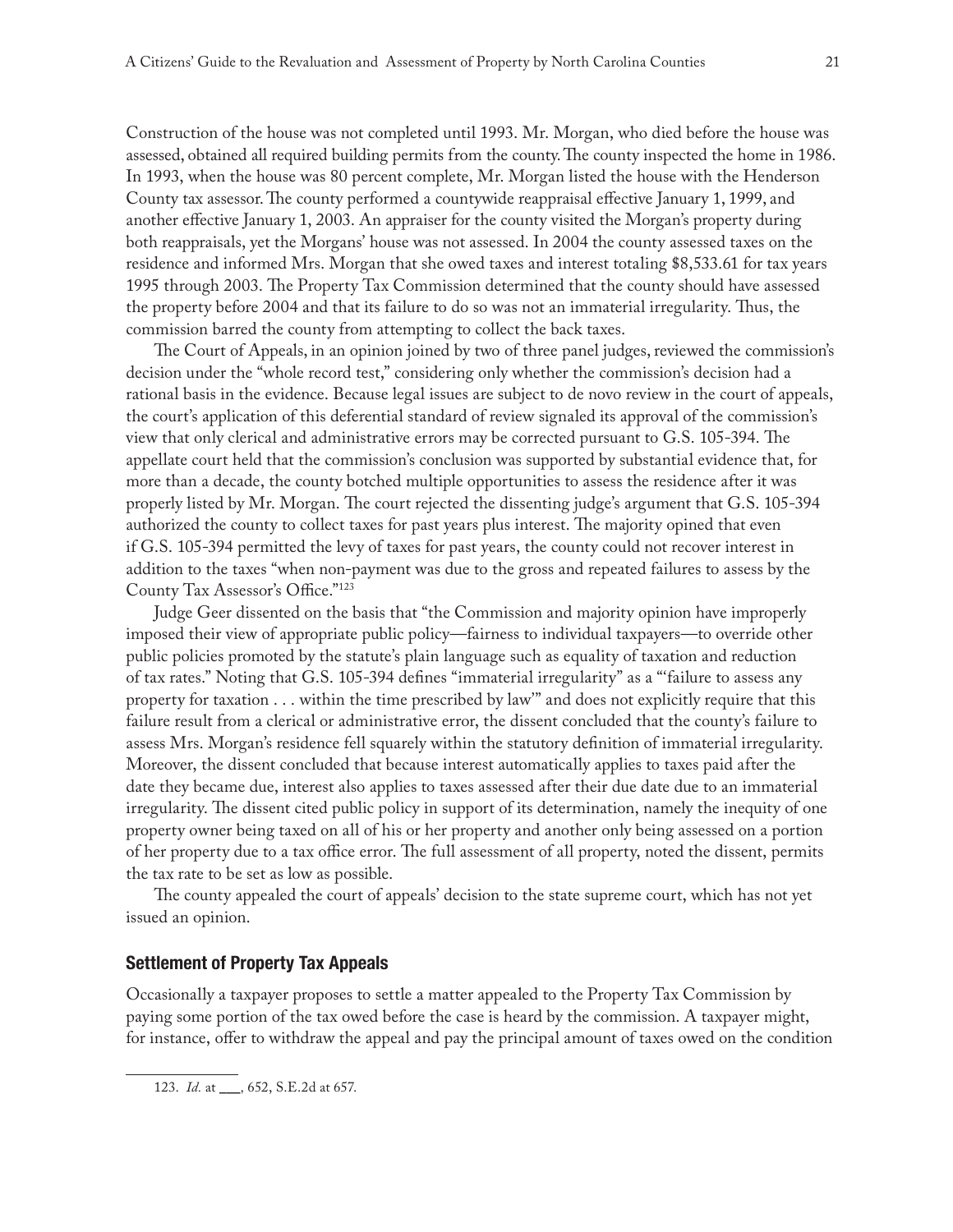Construction of the house was not completed until 1993. Mr. Morgan, who died before the house was assessed, obtained all required building permits from the county. The county inspected the home in 1986. In 1993, when the house was 80 percent complete, Mr. Morgan listed the house with the Henderson County tax assessor. The county performed a countywide reappraisal effective January 1, 1999, and another effective January 1, 2003. An appraiser for the county visited the Morgan's property during both reappraisals, yet the Morgans' house was not assessed. In 2004 the county assessed taxes on the residence and informed Mrs. Morgan that she owed taxes and interest totaling $8,533.61 for tax years 1995 through 2003. The Property Tax Commission determined that the county should have assessed the property before 2004 and that its failure to do so was not an immaterial irregularity. Thus, the commission barred the county from attempting to collect the back taxes.

The Court of Appeals, in an opinion joined by two of three panel judges, reviewed the commission's decision under the "whole record test," considering only whether the commission's decision had a rational basis in the evidence. Because legal issues are subject to de novo review in the court of appeals, the court's application of this deferential standard of review signaled its approval of the commission's view that only clerical and administrative errors may be corrected pursuant to G.S. 105-394. The appellate court held that the commission's conclusion was supported by substantial evidence that, for more than a decade, the county botched multiple opportunities to assess the residence after it was properly listed by Mr. Morgan. The court rejected the dissenting judge's argument that G.S. 105-394 authorized the county to collect taxes for past years plus interest. The majority opined that even if G.S. 105-394 permitted the levy of taxes for past years, the county could not recover interest in addition to the taxes "when non-payment was due to the gross and repeated failures to assess by the County Tax Assessor's Office."[123]

Judge Geer dissented on the basis that "the Commission and majority opinion have improperly imposed their view of appropriate public policy—fairness to individual taxpayers—to override other public policies promoted by the statute's plain language such as equality of taxation and reduction of tax rates." Noting that G.S. 105-394 defines "immaterial irregularity" as a "'failure to assess any property for taxation . . . within the time prescribed by law'" and does not explicitly require that this failure result from a clerical or administrative error, the dissent concluded that the county's failure to assess Mrs. Morgan's residence fell squarely within the statutory definition of immaterial irregularity. Moreover, the dissent concluded that because interest automatically applies to taxes paid after the date they became due, interest also applies to taxes assessed after their due date due to an immaterial irregularity. The dissent cited public policy in support of its determination, namely the inequity of one property owner being taxed on all of his or her property and another only being assessed on a portion of her property due to a tax office error. The full assessment of all property, noted the dissent, permits the tax rate to be set as low as possible.

The county appealed the court of appeals' decision to the state supreme court, which has not yet issued an opinion.

### Settlement of Property Tax Appeals

Occasionally a taxpayer proposes to settle a matter appealed to the Property Tax Commission by paying some portion of the tax owed before the case is heard by the commission. A taxpayer might, for instance, offer to withdraw the appeal and pay the principal amount of taxes owed on the condition

123. *Id.* at ___, 652, S.E.2d at 657.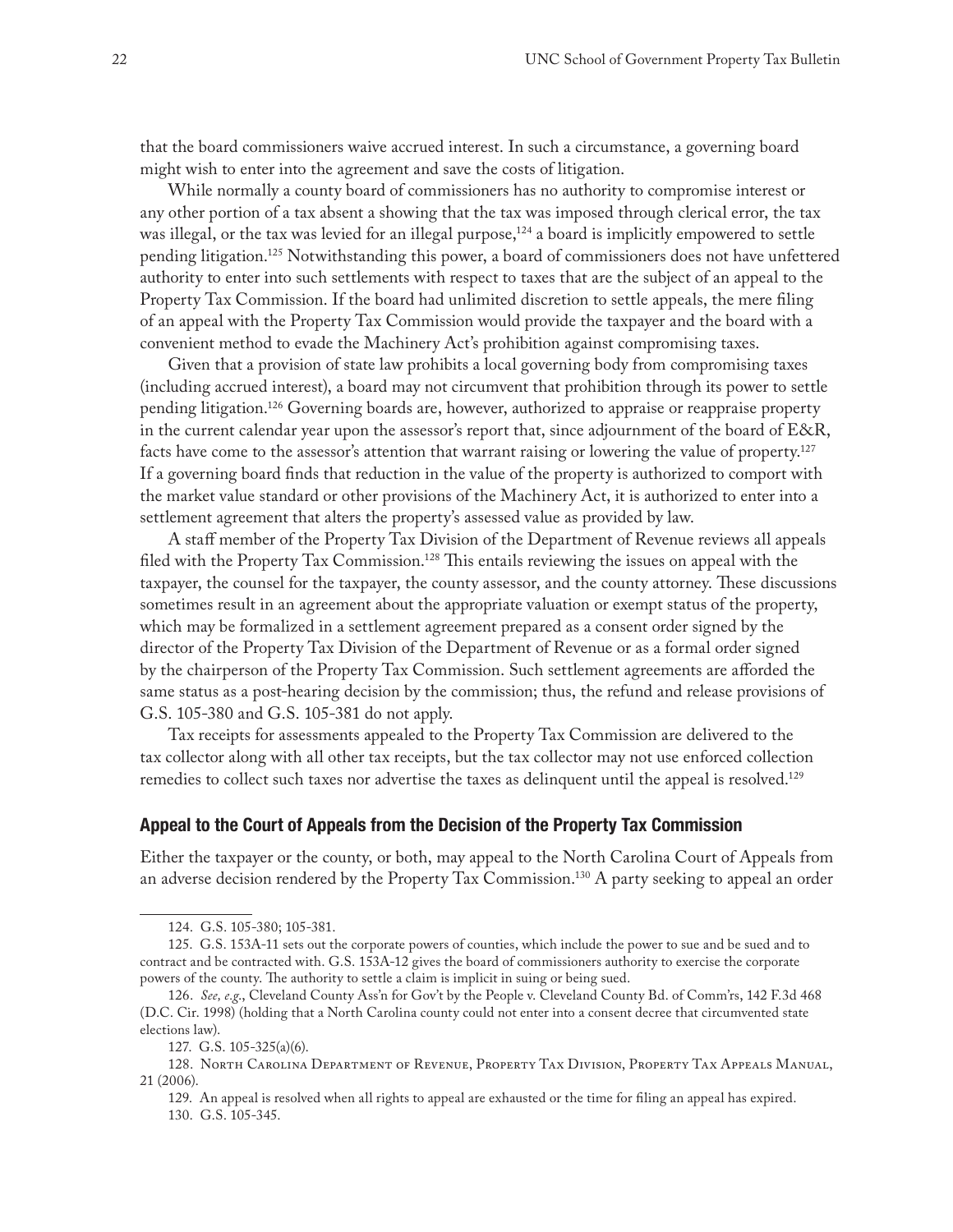that the board commissioners waive accrued interest. In such a circumstance, a governing board might wish to enter into the agreement and save the costs of litigation.

While normally a county board of commissioners has no authority to compromise interest or any other portion of a tax absent a showing that the tax was imposed through clerical error, the tax was illegal, or the tax was levied for an illegal purpose,[124] a board is implicitly empowered to settle pending litigation.[125] Notwithstanding this power, a board of commissioners does not have unfettered authority to enter into such settlements with respect to taxes that are the subject of an appeal to the Property Tax Commission. If the board had unlimited discretion to settle appeals, the mere filing of an appeal with the Property Tax Commission would provide the taxpayer and the board with a convenient method to evade the Machinery Act's prohibition against compromising taxes.

Given that a provision of state law prohibits a local governing body from compromising taxes (including accrued interest), a board may not circumvent that prohibition through its power to settle pending litigation.[126] Governing boards are, however, authorized to appraise or reappraise property in the current calendar year upon the assessor's report that, since adjournment of the board of E&R, facts have come to the assessor's attention that warrant raising or lowering the value of property.[127] If a governing board finds that reduction in the value of the property is authorized to comport with the market value standard or other provisions of the Machinery Act, it is authorized to enter into a settlement agreement that alters the property's assessed value as provided by law.

A staff member of the Property Tax Division of the Department of Revenue reviews all appeals filed with the Property Tax Commission.[128] This entails reviewing the issues on appeal with the taxpayer, the counsel for the taxpayer, the county assessor, and the county attorney. These discussions sometimes result in an agreement about the appropriate valuation or exempt status of the property, which may be formalized in a settlement agreement prepared as a consent order signed by the director of the Property Tax Division of the Department of Revenue or as a formal order signed by the chairperson of the Property Tax Commission. Such settlement agreements are afforded the same status as a post-hearing decision by the commission; thus, the refund and release provisions of G.S. 105-380 and G.S. 105-381 do not apply.

Tax receipts for assessments appealed to the Property Tax Commission are delivered to the tax collector along with all other tax receipts, but the tax collector may not use enforced collection remedies to collect such taxes nor advertise the taxes as delinquent until the appeal is resolved.[129]

### Appeal to the Court of Appeals from the Decision of the Property Tax Commission

Either the taxpayer or the county, or both, may appeal to the North Carolina Court of Appeals from an adverse decision rendered by the Property Tax Commission.[130] A party seeking to appeal an order

---

124. G.S. 105-380; 105-381.

125. G.S. 153A-11 sets out the corporate powers of counties, which include the power to sue and be sued and to contract and be contracted with. G.S. 153A-12 gives the board of commissioners authority to exercise the corporate powers of the county. The authority to settle a claim is implicit in suing or being sued.

126. *See, e.g.*, Cleveland County Ass'n for Gov't by the People v. Cleveland County Bd. of Comm'rs, 142 F.3d 468 (D.C. Cir. 1998) (holding that a North Carolina county could not enter into a consent decree that circumvented state elections law).

127. G.S. 105-325(a)(6).

128. North Carolina Department of Revenue, Property Tax Division, Property Tax Appeals Manual, 21 (2006).

129. An appeal is resolved when all rights to appeal are exhausted or the time for filing an appeal has expired.

130. G.S. 105-345.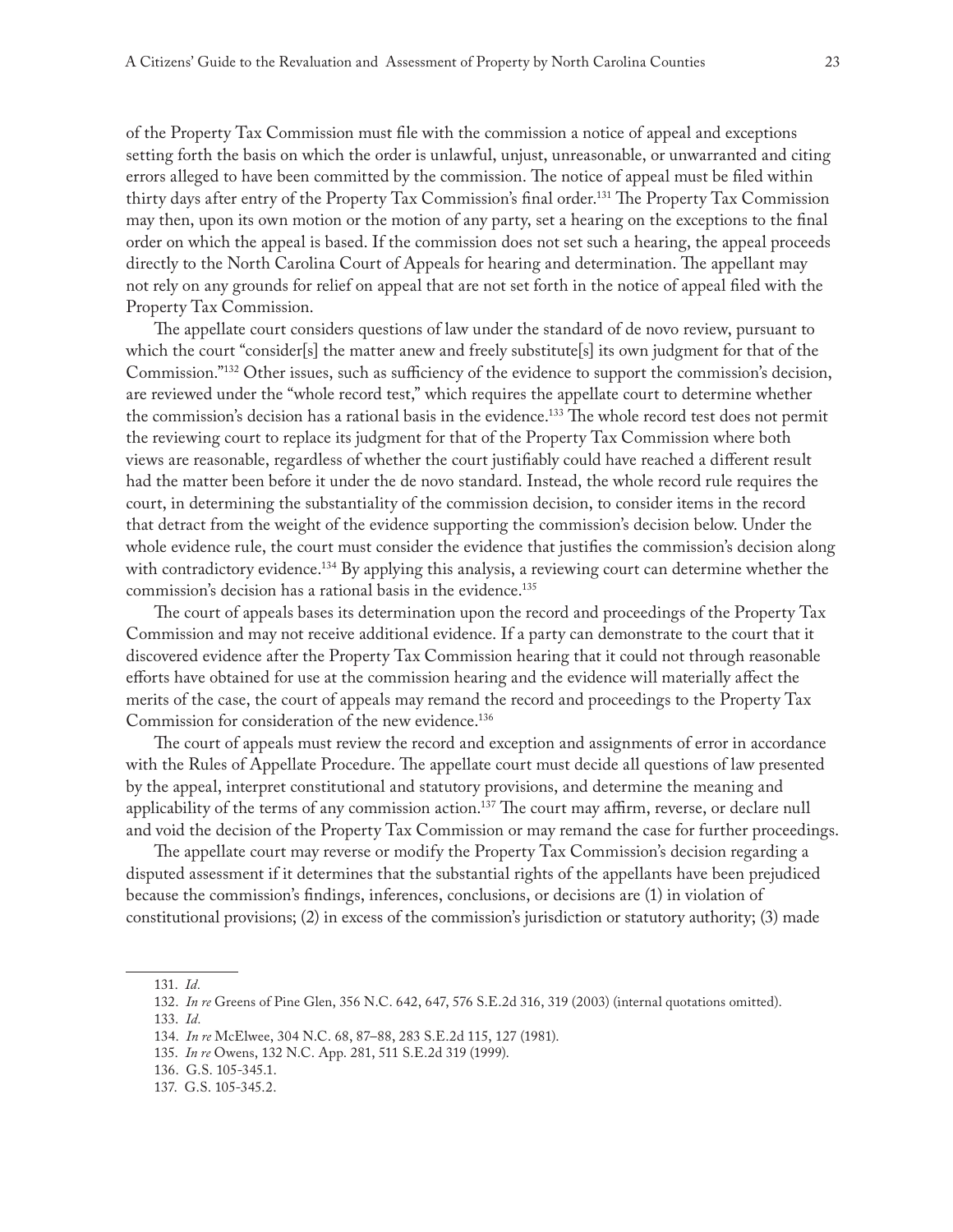of the Property Tax Commission must file with the commission a notice of appeal and exceptions setting forth the basis on which the order is unlawful, unjust, unreasonable, or unwarranted and citing errors alleged to have been committed by the commission. The notice of appeal must be filed within thirty days after entry of the Property Tax Commission's final order.[131] The Property Tax Commission may then, upon its own motion or the motion of any party, set a hearing on the exceptions to the final order on which the appeal is based. If the commission does not set such a hearing, the appeal proceeds directly to the North Carolina Court of Appeals for hearing and determination. The appellant may not rely on any grounds for relief on appeal that are not set forth in the notice of appeal filed with the Property Tax Commission.

The appellate court considers questions of law under the standard of de novo review, pursuant to which the court "consider[s] the matter anew and freely substitute[s] its own judgment for that of the Commission."[132] Other issues, such as sufficiency of the evidence to support the commission's decision, are reviewed under the "whole record test," which requires the appellate court to determine whether the commission's decision has a rational basis in the evidence.[133] The whole record test does not permit the reviewing court to replace its judgment for that of the Property Tax Commission where both views are reasonable, regardless of whether the court justifiably could have reached a different result had the matter been before it under the de novo standard. Instead, the whole record rule requires the court, in determining the substantiality of the commission decision, to consider items in the record that detract from the weight of the evidence supporting the commission's decision below. Under the whole evidence rule, the court must consider the evidence that justifies the commission's decision along with contradictory evidence.[134] By applying this analysis, a reviewing court can determine whether the commission's decision has a rational basis in the evidence.[135]

The court of appeals bases its determination upon the record and proceedings of the Property Tax Commission and may not receive additional evidence. If a party can demonstrate to the court that it discovered evidence after the Property Tax Commission hearing that it could not through reasonable efforts have obtained for use at the commission hearing and the evidence will materially affect the merits of the case, the court of appeals may remand the record and proceedings to the Property Tax Commission for consideration of the new evidence.[136]

The court of appeals must review the record and exception and assignments of error in accordance with the Rules of Appellate Procedure. The appellate court must decide all questions of law presented by the appeal, interpret constitutional and statutory provisions, and determine the meaning and applicability of the terms of any commission action.[137] The court may affirm, reverse, or declare null and void the decision of the Property Tax Commission or may remand the case for further proceedings.

The appellate court may reverse or modify the Property Tax Commission's decision regarding a disputed assessment if it determines that the substantial rights of the appellants have been prejudiced because the commission's findings, inferences, conclusions, or decisions are (1) in violation of constitutional provisions; (2) in excess of the commission's jurisdiction or statutory authority; (3) made

131. *Id*.

132. *In re* Greens of Pine Glen, 356 N.C. 642, 647, 576 S.E.2d 316, 319 (2003) (internal quotations omitted).

133. *Id*.

134. *In re* McElwee, 304 N.C. 68, 87–88, 283 S.E.2d 115, 127 (1981).

135. *In re* Owens, 132 N.C. App. 281, 511 S.E.2d 319 (1999).

136. G.S. 105-345.1.

137. G.S. 105-345.2.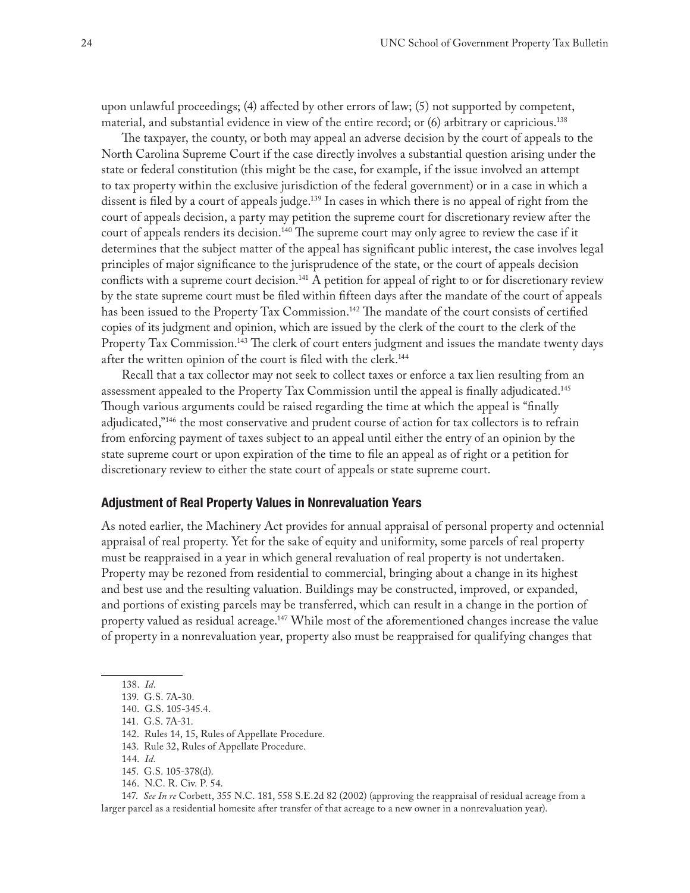upon unlawful proceedings; (4) affected by other errors of law; (5) not supported by competent, material, and substantial evidence in view of the entire record; or (6) arbitrary or capricious.[138]

The taxpayer, the county, or both may appeal an adverse decision by the court of appeals to the North Carolina Supreme Court if the case directly involves a substantial question arising under the state or federal constitution (this might be the case, for example, if the issue involved an attempt to tax property within the exclusive jurisdiction of the federal government) or in a case in which a dissent is filed by a court of appeals judge.[139] In cases in which there is no appeal of right from the court of appeals decision, a party may petition the supreme court for discretionary review after the court of appeals renders its decision.[140] The supreme court may only agree to review the case if it determines that the subject matter of the appeal has significant public interest, the case involves legal principles of major significance to the jurisprudence of the state, or the court of appeals decision conflicts with a supreme court decision.[141] A petition for appeal of right to or for discretionary review by the state supreme court must be filed within fifteen days after the mandate of the court of appeals has been issued to the Property Tax Commission.[142] The mandate of the court consists of certified copies of its judgment and opinion, which are issued by the clerk of the court to the clerk of the Property Tax Commission.[143] The clerk of court enters judgment and issues the mandate twenty days after the written opinion of the court is filed with the clerk.[144]

Recall that a tax collector may not seek to collect taxes or enforce a tax lien resulting from an assessment appealed to the Property Tax Commission until the appeal is finally adjudicated.[145] Though various arguments could be raised regarding the time at which the appeal is "finally adjudicated,"[146] the most conservative and prudent course of action for tax collectors is to refrain from enforcing payment of taxes subject to an appeal until either the entry of an opinion by the state supreme court or upon expiration of the time to file an appeal as of right or a petition for discretionary review to either the state court of appeals or state supreme court.

### Adjustment of Real Property Values in Nonrevaluation Years

As noted earlier, the Machinery Act provides for annual appraisal of personal property and octennial appraisal of real property. Yet for the sake of equity and uniformity, some parcels of real property must be reappraised in a year in which general revaluation of real property is not undertaken. Property may be rezoned from residential to commercial, bringing about a change in its highest and best use and the resulting valuation. Buildings may be constructed, improved, or expanded, and portions of existing parcels may be transferred, which can result in a change in the portion of property valued as residual acreage.[147] While most of the aforementioned changes increase the value of property in a nonrevaluation year, property also must be reappraised for qualifying changes that

138. *Id*.

139. G.S. 7A-30.

140. G.S. 105-345.4.

141. G.S. 7A-31.

142. Rules 14, 15, Rules of Appellate Procedure.

143. Rule 32, Rules of Appellate Procedure.

144. *Id.*

145. G.S. 105-378(d).

146. N.C. R. Civ. P. 54.

147. *See In re* Corbett, 355 N.C. 181, 558 S.E.2d 82 (2002) (approving the reappraisal of residual acreage from a larger parcel as a residential homesite after transfer of that acreage to a new owner in a nonrevaluation year).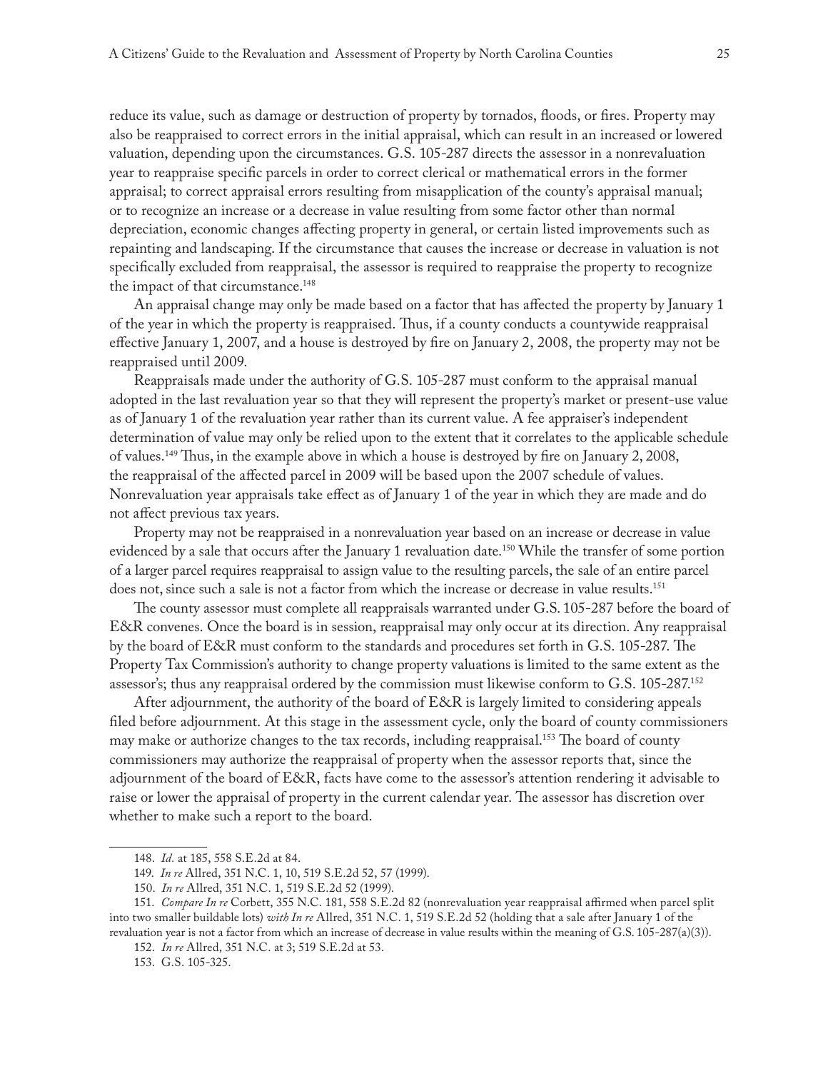reduce its value, such as damage or destruction of property by tornados, floods, or fires. Property may also be reappraised to correct errors in the initial appraisal, which can result in an increased or lowered valuation, depending upon the circumstances. G.S. 105-287 directs the assessor in a nonrevaluation year to reappraise specific parcels in order to correct clerical or mathematical errors in the former appraisal; to correct appraisal errors resulting from misapplication of the county's appraisal manual; or to recognize an increase or a decrease in value resulting from some factor other than normal depreciation, economic changes affecting property in general, or certain listed improvements such as repainting and landscaping. If the circumstance that causes the increase or decrease in valuation is not specifically excluded from reappraisal, the assessor is required to reappraise the property to recognize the impact of that circumstance.[148]

An appraisal change may only be made based on a factor that has affected the property by January 1 of the year in which the property is reappraised. Thus, if a county conducts a countywide reappraisal effective January 1, 2007, and a house is destroyed by fire on January 2, 2008, the property may not be reappraised until 2009.

Reappraisals made under the authority of G.S. 105-287 must conform to the appraisal manual adopted in the last revaluation year so that they will represent the property's market or present-use value as of January 1 of the revaluation year rather than its current value. A fee appraiser's independent determination of value may only be relied upon to the extent that it correlates to the applicable schedule of values.[149] Thus, in the example above in which a house is destroyed by fire on January 2, 2008, the reappraisal of the affected parcel in 2009 will be based upon the 2007 schedule of values. Nonrevaluation year appraisals take effect as of January 1 of the year in which they are made and do not affect previous tax years.

Property may not be reappraised in a nonrevaluation year based on an increase or decrease in value evidenced by a sale that occurs after the January 1 revaluation date.[150] While the transfer of some portion of a larger parcel requires reappraisal to assign value to the resulting parcels, the sale of an entire parcel does not, since such a sale is not a factor from which the increase or decrease in value results.[151]

The county assessor must complete all reappraisals warranted under G.S. 105-287 before the board of E&R convenes. Once the board is in session, reappraisal may only occur at its direction. Any reappraisal by the board of E&R must conform to the standards and procedures set forth in G.S. 105-287. The Property Tax Commission's authority to change property valuations is limited to the same extent as the assessor's; thus any reappraisal ordered by the commission must likewise conform to G.S. 105-287.[152]

After adjournment, the authority of the board of E&R is largely limited to considering appeals filed before adjournment. At this stage in the assessment cycle, only the board of county commissioners may make or authorize changes to the tax records, including reappraisal.[153] The board of county commissioners may authorize the reappraisal of property when the assessor reports that, since the adjournment of the board of E&R, facts have come to the assessor's attention rendering it advisable to raise or lower the appraisal of property in the current calendar year. The assessor has discretion over whether to make such a report to the board.

---

148. *Id.* at 185, 558 S.E.2d at 84.

149. *In re* Allred, 351 N.C. 1, 10, 519 S.E.2d 52, 57 (1999).

150. *In re* Allred, 351 N.C. 1, 519 S.E.2d 52 (1999).

151. *Compare In re* Corbett, 355 N.C. 181, 558 S.E.2d 82 (nonrevaluation year reappraisal affirmed when parcel split into two smaller buildable lots) *with In re* Allred, 351 N.C. 1, 519 S.E.2d 52 (holding that a sale after January 1 of the revaluation year is not a factor from which an increase of decrease in value results within the meaning of G.S. 105-287(a)(3)).

152. *In re* Allred, 351 N.C. at 3; 519 S.E.2d at 53.

153. G.S. 105-325.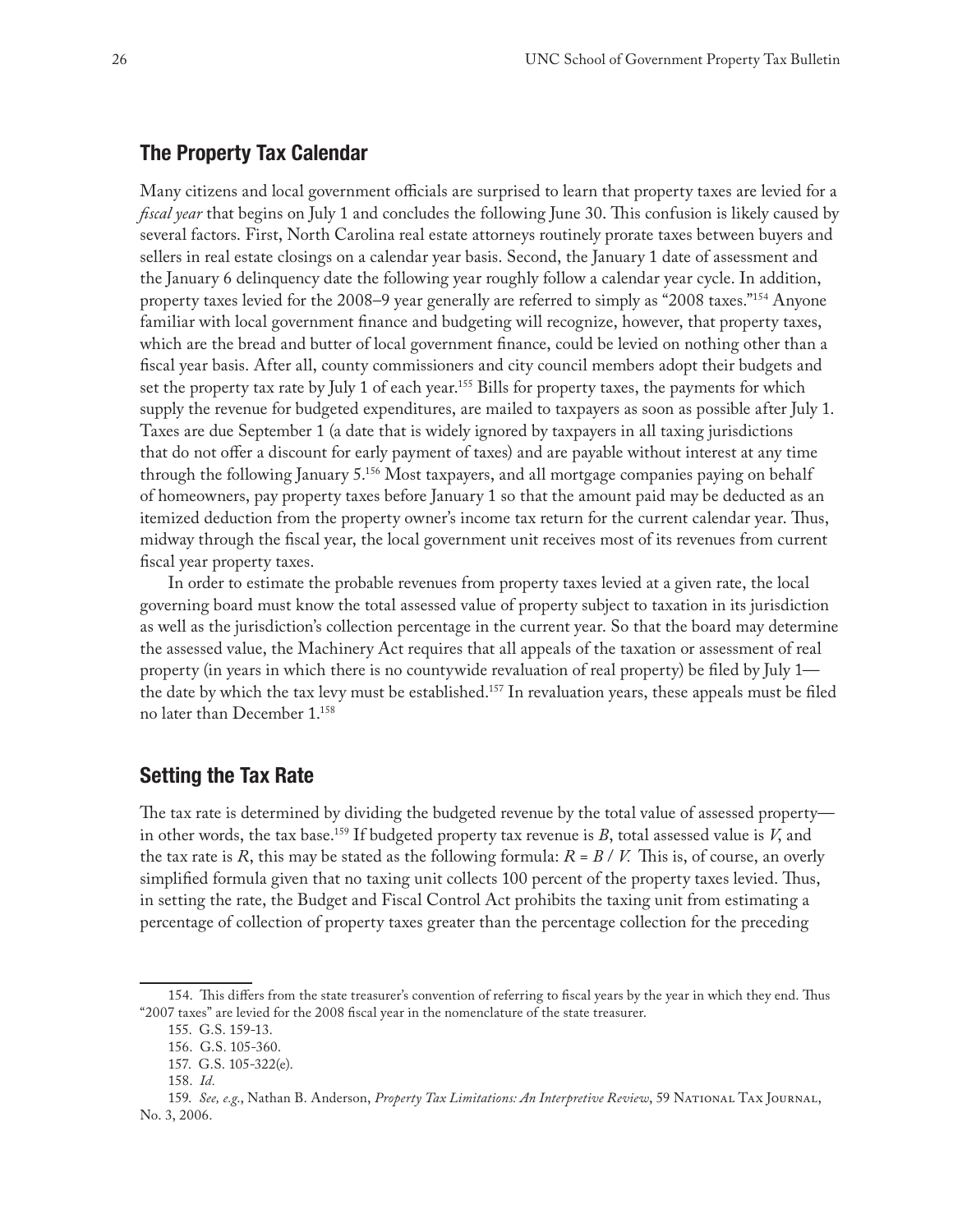## The Property Tax Calendar

Many citizens and local government officials are surprised to learn that property taxes are levied for a *fiscal year* that begins on July 1 and concludes the following June 30. This confusion is likely caused by several factors. First, North Carolina real estate attorneys routinely prorate taxes between buyers and sellers in real estate closings on a calendar year basis. Second, the January 1 date of assessment and the January 6 delinquency date the following year roughly follow a calendar year cycle. In addition, property taxes levied for the 2008–9 year generally are referred to simply as "2008 taxes."[154] Anyone familiar with local government finance and budgeting will recognize, however, that property taxes, which are the bread and butter of local government finance, could be levied on nothing other than a fiscal year basis. After all, county commissioners and city council members adopt their budgets and set the property tax rate by July 1 of each year.[155] Bills for property taxes, the payments for which supply the revenue for budgeted expenditures, are mailed to taxpayers as soon as possible after July 1. Taxes are due September 1 (a date that is widely ignored by taxpayers in all taxing jurisdictions that do not offer a discount for early payment of taxes) and are payable without interest at any time through the following January 5.[156] Most taxpayers, and all mortgage companies paying on behalf of homeowners, pay property taxes before January 1 so that the amount paid may be deducted as an itemized deduction from the property owner's income tax return for the current calendar year. Thus, midway through the fiscal year, the local government unit receives most of its revenues from current fiscal year property taxes.

In order to estimate the probable revenues from property taxes levied at a given rate, the local governing board must know the total assessed value of property subject to taxation in its jurisdiction as well as the jurisdiction's collection percentage in the current year. So that the board may determine the assessed value, the Machinery Act requires that all appeals of the taxation or assessment of real property (in years in which there is no countywide revaluation of real property) be filed by July 1—the date by which the tax levy must be established.[157] In revaluation years, these appeals must be filed no later than December 1.[158]

## Setting the Tax Rate

The tax rate is determined by dividing the budgeted revenue by the total value of assessed property—in other words, the tax base.[159] If budgeted property tax revenue is $B$, total assessed value is $V$, and the tax rate is $R$, this may be stated as the following formula: $R = B / V$. This is, of course, an overly simplified formula given that no taxing unit collects 100 percent of the property taxes levied. Thus, in setting the rate, the Budget and Fiscal Control Act prohibits the taxing unit from estimating a percentage of collection of property taxes greater than the percentage collection for the preceding

154. This differs from the state treasurer's convention of referring to fiscal years by the year in which they end. Thus "2007 taxes" are levied for the 2008 fiscal year in the nomenclature of the state treasurer.

155. G.S. 159-13.

156. G.S. 105-360.

157. G.S. 105-322(e).

158. *Id.*

159. *See, e.g.*, Nathan B. Anderson, *Property Tax Limitations: An Interpretive Review*, 59 National Tax Journal, No. 3, 2006.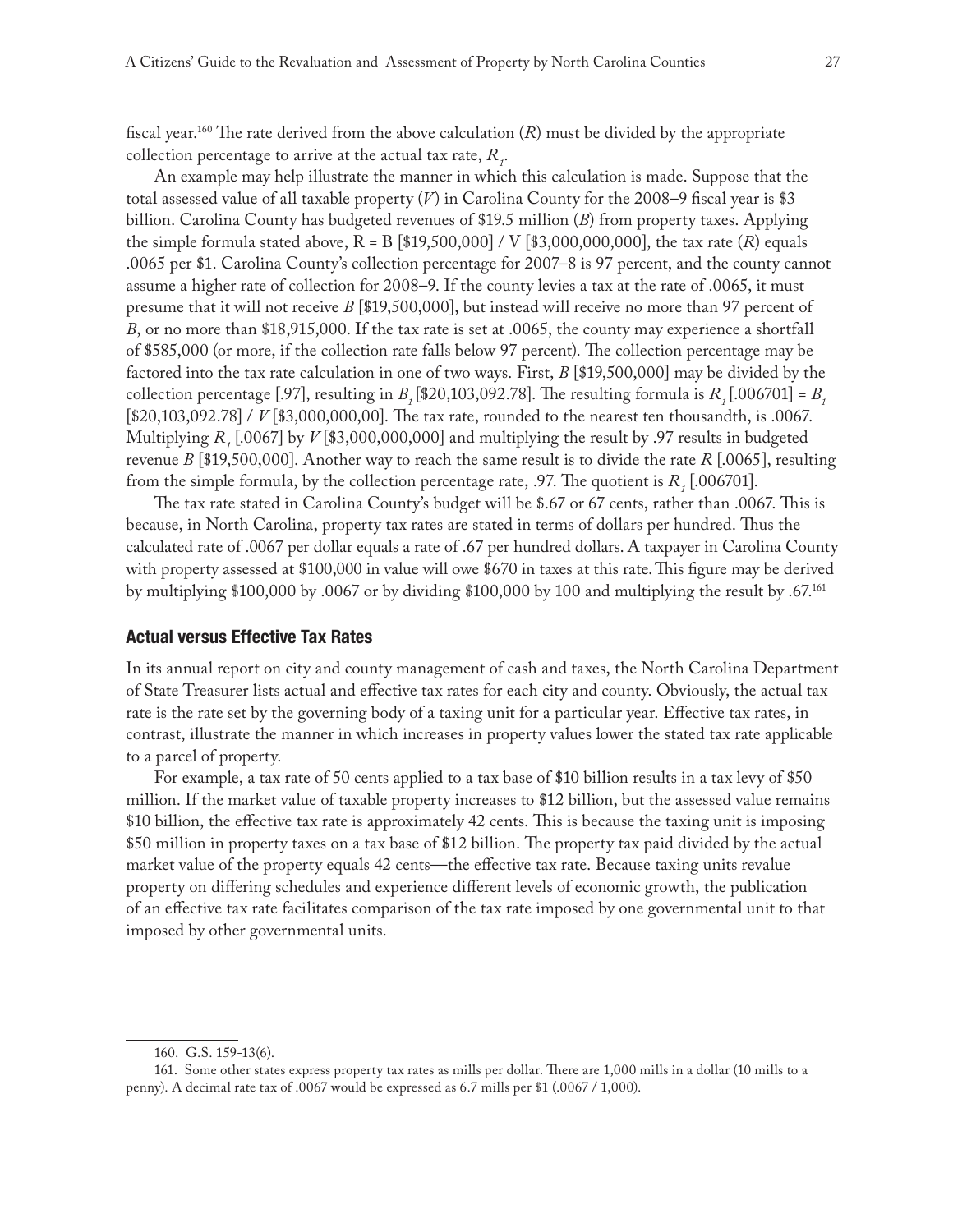fiscal year.[160] The rate derived from the above calculation (*R*) must be divided by the appropriate collection percentage to arrive at the actual tax rate, $R_1$.

An example may help illustrate the manner in which this calculation is made. Suppose that the total assessed value of all taxable property (*V*) in Carolina County for the 2008–9 fiscal year is $3 billion. Carolina County has budgeted revenues of $19.5 million (*B*) from property taxes. Applying the simple formula stated above, R = B [$19,500,000] / V [$3,000,000,000], the tax rate (*R*) equals .0065 per $1. Carolina County's collection percentage for 2007–8 is 97 percent, and the county cannot assume a higher rate of collection for 2008–9. If the county levies a tax at the rate of .0065, it must presume that it will not receive *B* [$19,500,000], but instead will receive no more than 97 percent of *B*, or no more than $18,915,000. If the tax rate is set at .0065, the county may experience a shortfall of $585,000 (or more, if the collection rate falls below 97 percent). The collection percentage may be factored into the tax rate calculation in one of two ways. First, *B* [$19,500,000] may be divided by the collection percentage [.97], resulting in $B_1$ [$20,103,092.78]. The resulting formula is $R_1$ [.006701] = $B_1$ [$20,103,092.78] / *V* [$3,000,000,00]. The tax rate, rounded to the nearest ten thousandth, is .0067. Multiplying $R_1$ [.0067] by *V* [$3,000,000,000] and multiplying the result by .97 results in budgeted revenue *B* [$19,500,000]. Another way to reach the same result is to divide the rate *R* [.0065], resulting from the simple formula, by the collection percentage rate, .97. The quotient is $R_1$ [.006701].

The tax rate stated in Carolina County's budget will be $.67 or 67 cents, rather than .0067. This is because, in North Carolina, property tax rates are stated in terms of dollars per hundred. Thus the calculated rate of .0067 per dollar equals a rate of .67 per hundred dollars. A taxpayer in Carolina County with property assessed at $100,000 in value will owe $670 in taxes at this rate. This figure may be derived by multiplying $100,000 by .0067 or by dividing $100,000 by 100 and multiplying the result by .67.[161]

## Actual versus Effective Tax Rates

In its annual report on city and county management of cash and taxes, the North Carolina Department of State Treasurer lists actual and effective tax rates for each city and county. Obviously, the actual tax rate is the rate set by the governing body of a taxing unit for a particular year. Effective tax rates, in contrast, illustrate the manner in which increases in property values lower the stated tax rate applicable to a parcel of property.

For example, a tax rate of 50 cents applied to a tax base of $10 billion results in a tax levy of $50 million. If the market value of taxable property increases to $12 billion, but the assessed value remains $10 billion, the effective tax rate is approximately 42 cents. This is because the taxing unit is imposing $50 million in property taxes on a tax base of $12 billion. The property tax paid divided by the actual market value of the property equals 42 cents—the effective tax rate. Because taxing units revalue property on differing schedules and experience different levels of economic growth, the publication of an effective tax rate facilitates comparison of the tax rate imposed by one governmental unit to that imposed by other governmental units.

---

160. G.S. 159-13(6).

161. Some other states express property tax rates as mills per dollar. There are 1,000 mills in a dollar (10 mills to a penny). A decimal rate tax of .0067 would be expressed as 6.7 mills per $1 (.0067 / 1,000).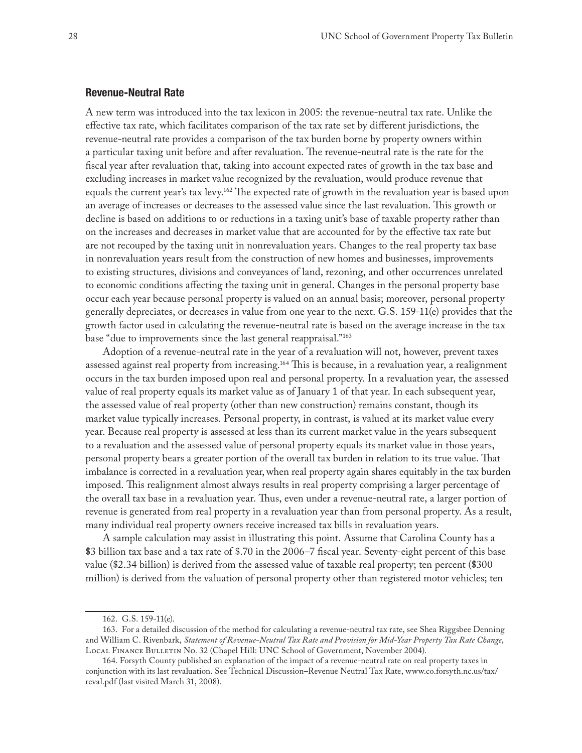### Revenue-Neutral Rate

A new term was introduced into the tax lexicon in 2005: the revenue-neutral tax rate. Unlike the effective tax rate, which facilitates comparison of the tax rate set by different jurisdictions, the revenue-neutral rate provides a comparison of the tax burden borne by property owners within a particular taxing unit before and after revaluation. The revenue-neutral rate is the rate for the fiscal year after revaluation that, taking into account expected rates of growth in the tax base and excluding increases in market value recognized by the revaluation, would produce revenue that equals the current year's tax levy.[162] The expected rate of growth in the revaluation year is based upon an average of increases or decreases to the assessed value since the last revaluation. This growth or decline is based on additions to or reductions in a taxing unit's base of taxable property rather than on the increases and decreases in market value that are accounted for by the effective tax rate but are not recouped by the taxing unit in nonrevaluation years. Changes to the real property tax base in nonrevaluation years result from the construction of new homes and businesses, improvements to existing structures, divisions and conveyances of land, rezoning, and other occurrences unrelated to economic conditions affecting the taxing unit in general. Changes in the personal property base occur each year because personal property is valued on an annual basis; moreover, personal property generally depreciates, or decreases in value from one year to the next. G.S. 159-11(e) provides that the growth factor used in calculating the revenue-neutral rate is based on the average increase in the tax base "due to improvements since the last general reappraisal."[163]

Adoption of a revenue-neutral rate in the year of a revaluation will not, however, prevent taxes assessed against real property from increasing.[164] This is because, in a revaluation year, a realignment occurs in the tax burden imposed upon real and personal property. In a revaluation year, the assessed value of real property equals its market value as of January 1 of that year. In each subsequent year, the assessed value of real property (other than new construction) remains constant, though its market value typically increases. Personal property, in contrast, is valued at its market value every year. Because real property is assessed at less than its current market value in the years subsequent to a revaluation and the assessed value of personal property equals its market value in those years, personal property bears a greater portion of the overall tax burden in relation to its true value. That imbalance is corrected in a revaluation year, when real property again shares equitably in the tax burden imposed. This realignment almost always results in real property comprising a larger percentage of the overall tax base in a revaluation year. Thus, even under a revenue-neutral rate, a larger portion of revenue is generated from real property in a revaluation year than from personal property. As a result, many individual real property owners receive increased tax bills in revaluation years.

A sample calculation may assist in illustrating this point. Assume that Carolina County has a \$3 billion tax base and a tax rate of \$.70 in the 2006–7 fiscal year. Seventy-eight percent of this base value (\$2.34 billion) is derived from the assessed value of taxable real property; ten percent (\$300 million) is derived from the valuation of personal property other than registered motor vehicles; ten

---

162. G.S. 159-11(e).

163. For a detailed discussion of the method for calculating a revenue-neutral tax rate, see Shea Riggsbee Denning and William C. Rivenbark, *Statement of Revenue-Neutral Tax Rate and Provision for Mid-Year Property Tax Rate Change*, Local Finance Bulletin No. 32 (Chapel Hill: UNC School of Government, November 2004).

164. Forsyth County published an explanation of the impact of a revenue-neutral rate on real property taxes in conjunction with its last revaluation. See Technical Discussion–Revenue Neutral Tax Rate, www.co.forsyth.nc.us/tax/reval.pdf (last visited March 31, 2008).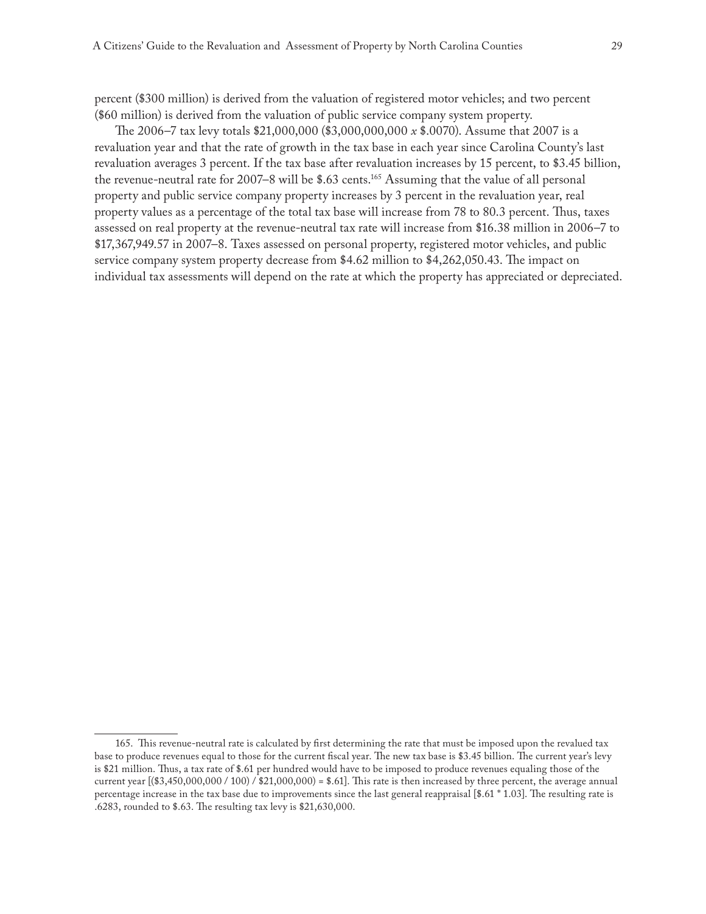percent ($300 million) is derived from the valuation of registered motor vehicles; and two percent ($60 million) is derived from the valuation of public service company system property.

The 2006–7 tax levy totals $21,000,000 ($3,000,000,000 *x* $.0070). Assume that 2007 is a revaluation year and that the rate of growth in the tax base in each year since Carolina County's last revaluation averages 3 percent. If the tax base after revaluation increases by 15 percent, to $3.45 billion, the revenue-neutral rate for 2007–8 will be $.63 cents.[165] Assuming that the value of all personal property and public service company property increases by 3 percent in the revaluation year, real property values as a percentage of the total tax base will increase from 78 to 80.3 percent. Thus, taxes assessed on real property at the revenue-neutral tax rate will increase from $16.38 million in 2006–7 to $17,367,949.57 in 2007–8. Taxes assessed on personal property, registered motor vehicles, and public service company system property decrease from $4.62 million to $4,262,050.43. The impact on individual tax assessments will depend on the rate at which the property has appreciated or depreciated.

---

165. This revenue-neutral rate is calculated by first determining the rate that must be imposed upon the revalued tax base to produce revenues equal to those for the current fiscal year. The new tax base is $3.45 billion. The current year's levy is $21 million. Thus, a tax rate of $.61 per hundred would have to be imposed to produce revenues equaling those of the current year [($3,450,000,000 / 100) / $21,000,000) = $.61]. This rate is then increased by three percent, the average annual percentage increase in the tax base due to improvements since the last general reappraisal [$.61 * 1.03]. The resulting rate is .6283, rounded to $.63. The resulting tax levy is $21,630,000.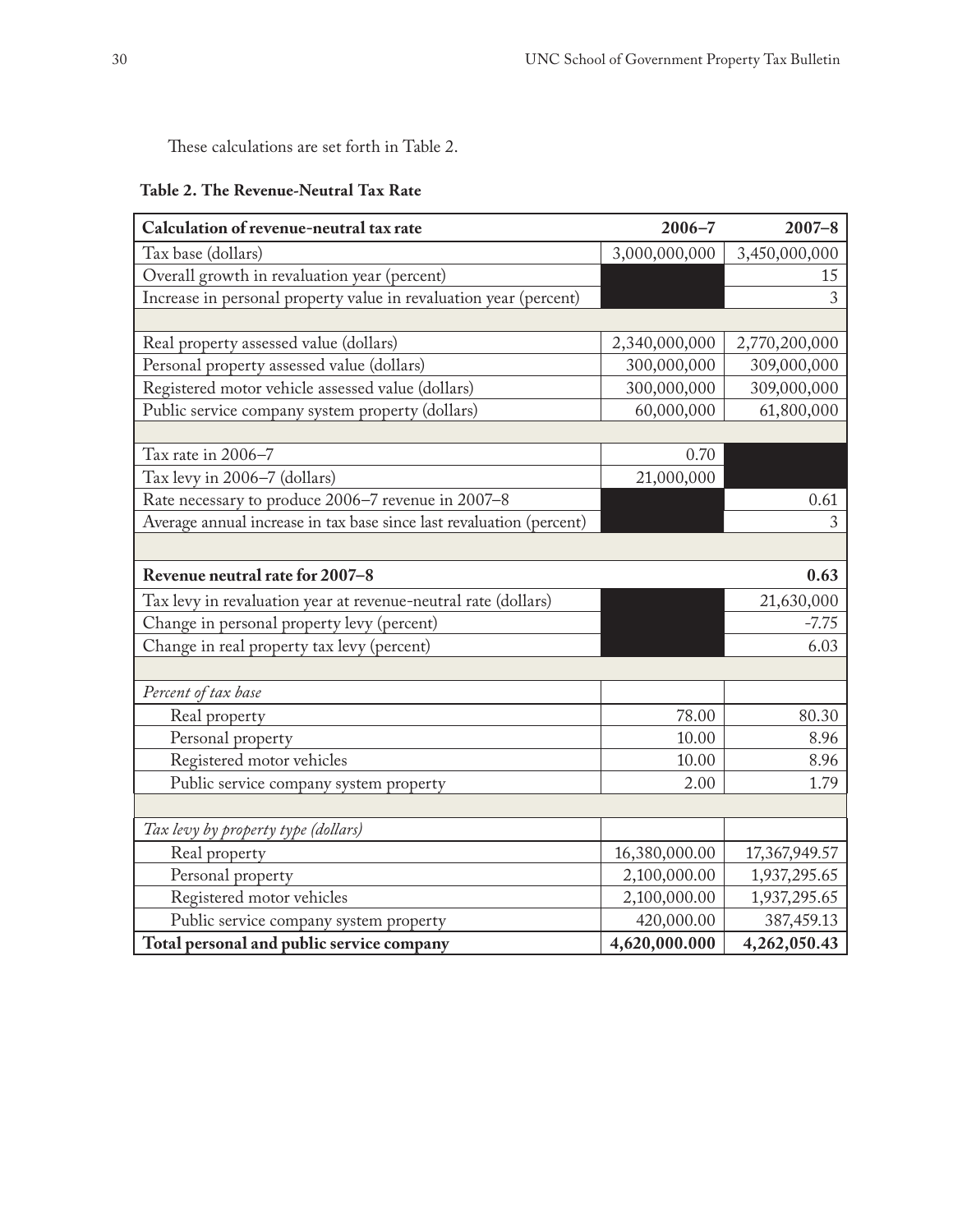These calculations are set forth in Table 2.

**Table 2. The Revenue-Neutral Tax Rate**

| **Calculation of revenue-neutral tax rate** | **2006–7** | **2007–8** |
|---|---:|---:|
| Tax base (dollars) | 3,000,000,000 | 3,450,000,000 |
| Overall growth in revaluation year (percent) | | 15 |
| Increase in personal property value in revaluation year (percent) | | 3 |
| | | |
| Real property assessed value (dollars) | 2,340,000,000 | 2,770,200,000 |
| Personal property assessed value (dollars) | 300,000,000 | 309,000,000 |
| Registered motor vehicle assessed value (dollars) | 300,000,000 | 309,000,000 |
| Public service company system property (dollars) | 60,000,000 | 61,800,000 |
| | | |
| Tax rate in 2006–7 | 0.70 | |
| Tax levy in 2006–7 (dollars) | 21,000,000 | |
| Rate necessary to produce 2006–7 revenue in 2007–8 | | 0.61 |
| Average annual increase in tax base since last revaluation (percent) | | 3 |
| | | |
| **Revenue neutral rate for 2007–8** | | **0.63** |
| Tax levy in revaluation year at revenue-neutral rate (dollars) | | 21,630,000 |
| Change in personal property levy (percent) | | -7.75 |
| Change in real property tax levy (percent) | | 6.03 |
| | | |
| *Percent of tax base* | | |
| Real property | 78.00 | 80.30 |
| Personal property | 10.00 | 8.96 |
| Registered motor vehicles | 10.00 | 8.96 |
| Public service company system property | 2.00 | 1.79 |
| | | |
| *Tax levy by property type (dollars)* | | |
| Real property | 16,380,000.00 | 17,367,949.57 |
| Personal property | 2,100,000.00 | 1,937,295.65 |
| Registered motor vehicles | 2,100,000.00 | 1,937,295.65 |
| Public service company system property | 420,000.00 | 387,459.13 |
| **Total personal and public service company** | **4,620,000.000** | **4,262,050.43** |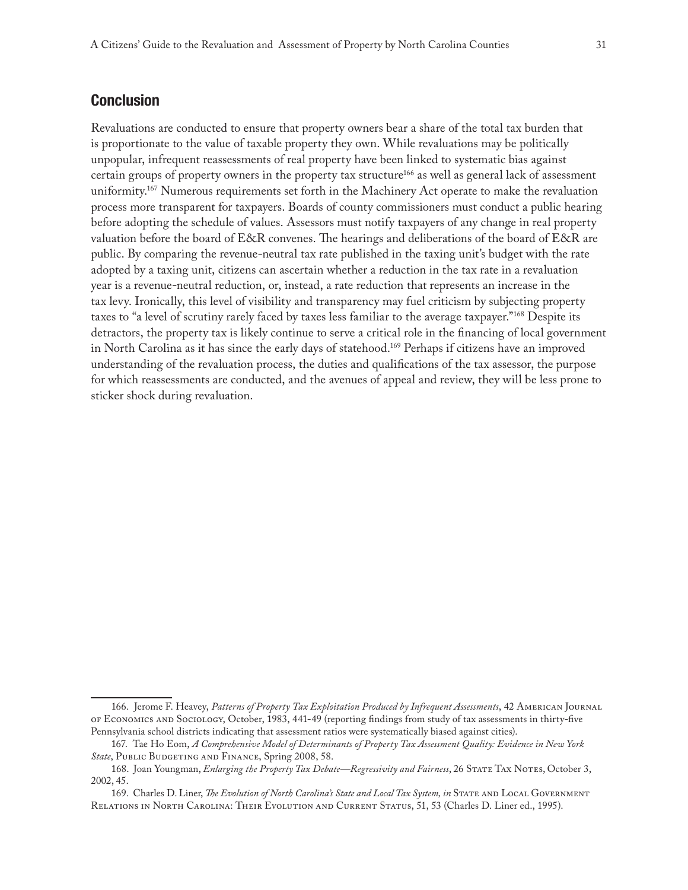## Conclusion

Revaluations are conducted to ensure that property owners bear a share of the total tax burden that is proportionate to the value of taxable property they own. While revaluations may be politically unpopular, infrequent reassessments of real property have been linked to systematic bias against certain groups of property owners in the property tax structure[166] as well as general lack of assessment uniformity.[167] Numerous requirements set forth in the Machinery Act operate to make the revaluation process more transparent for taxpayers. Boards of county commissioners must conduct a public hearing before adopting the schedule of values. Assessors must notify taxpayers of any change in real property valuation before the board of E&R convenes. The hearings and deliberations of the board of E&R are public. By comparing the revenue-neutral tax rate published in the taxing unit's budget with the rate adopted by a taxing unit, citizens can ascertain whether a reduction in the tax rate in a revaluation year is a revenue-neutral reduction, or, instead, a rate reduction that represents an increase in the tax levy. Ironically, this level of visibility and transparency may fuel criticism by subjecting property taxes to "a level of scrutiny rarely faced by taxes less familiar to the average taxpayer."[168] Despite its detractors, the property tax is likely continue to serve a critical role in the financing of local government in North Carolina as it has since the early days of statehood.[169] Perhaps if citizens have an improved understanding of the revaluation process, the duties and qualifications of the tax assessor, the purpose for which reassessments are conducted, and the avenues of appeal and review, they will be less prone to sticker shock during revaluation.

---

166. Jerome F. Heavey, *Patterns of Property Tax Exploitation Produced by Infrequent Assessments*, 42 American Journal of Economics and Sociology, October, 1983, 441-49 (reporting findings from study of tax assessments in thirty-five Pennsylvania school districts indicating that assessment ratios were systematically biased against cities).

167. Tae Ho Eom, *A Comprehensive Model of Determinants of Property Tax Assessment Quality: Evidence in New York State*, Public Budgeting and Finance, Spring 2008, 58.

168. Joan Youngman, *Enlarging the Property Tax Debate—Regressivity and Fairness*, 26 State Tax Notes, October 3, 2002, 45.

169. Charles D. Liner, *The Evolution of North Carolina's State and Local Tax System, in* State and Local Government Relations in North Carolina: Their Evolution and Current Status, 51, 53 (Charles D. Liner ed., 1995).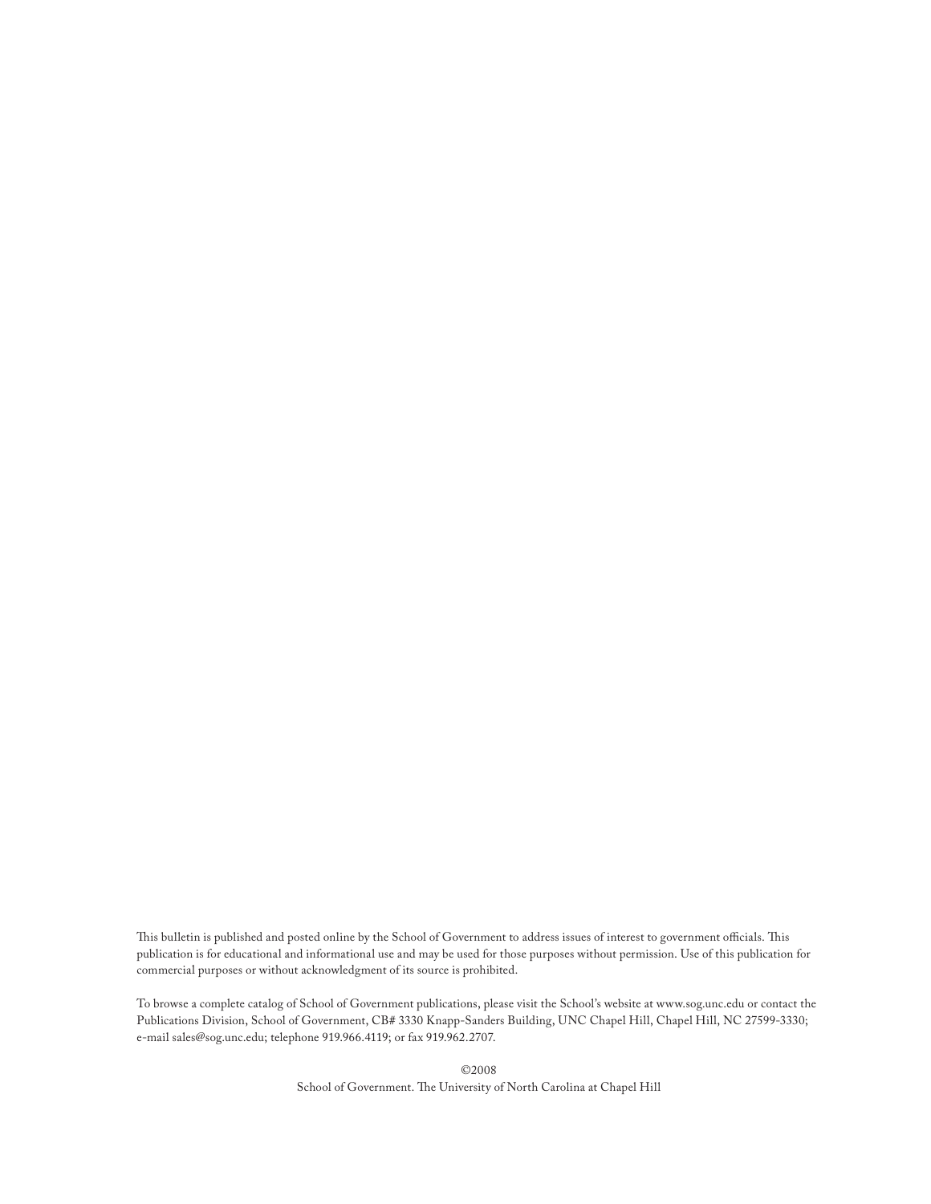This bulletin is published and posted online by the School of Government to address issues of interest to government officials. This publication is for educational and informational use and may be used for those purposes without permission. Use of this publication for commercial purposes or without acknowledgment of its source is prohibited.

To browse a complete catalog of School of Government publications, please visit the School's website at www.sog.unc.edu or contact the Publications Division, School of Government, CB# 3330 Knapp-Sanders Building, UNC Chapel Hill, Chapel Hill, NC 27599-3330; e-mail sales@sog.unc.edu; telephone 919.966.4119; or fax 919.962.2707.

©2008
School of Government. The University of North Carolina at Chapel Hill